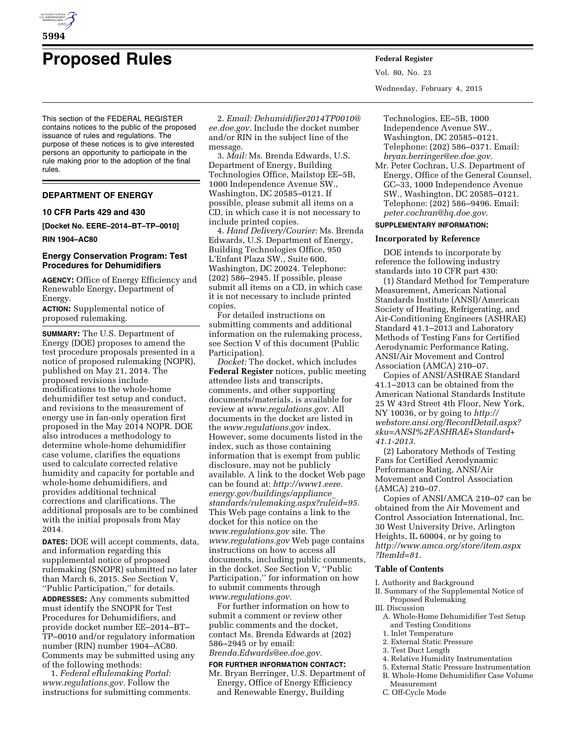# Proposed Rules

This section of the FEDERAL REGISTER contains notices to the public of the proposed issuance of rules and regulations. The purpose of these notices is to give interested persons an opportunity to participate in the rule making prior to the adoption of the final rules.

## DEPARTMENT OF ENERGY

### 10 CFR Parts 429 and 430

**[Docket No. EERE–2014–BT–TP–0010]**

**RIN 1904–AC80**

### Energy Conservation Program: Test Procedures for Dehumidifiers

**AGENCY:** Office of Energy Efficiency and Renewable Energy, Department of Energy.

**ACTION:** Supplemental notice of proposed rulemaking.

**SUMMARY:** The U.S. Department of Energy (DOE) proposes to amend the test procedure proposals presented in a notice of proposed rulemaking (NOPR), published on May 21, 2014. The proposed revisions include modifications to the whole-home dehumidifier test setup and conduct, and revisions to the measurement of energy use in fan-only operation first proposed in the May 2014 NOPR. DOE also introduces a methodology to determine whole-home dehumidifier case volume, clarifies the equations used to calculate corrected relative humidity and capacity for portable and whole-home dehumidifiers, and provides additional technical corrections and clarifications. The additional proposals are to be combined with the initial proposals from May 2014.

**DATES:** DOE will accept comments, data, and information regarding this supplemental notice of proposed rulemaking (SNOPR) submitted no later than March 6, 2015. See Section V, ''Public Participation,'' for details.

**ADDRESSES:** Any comments submitted must identify the SNOPR for Test Procedures for Dehumidifiers, and provide docket number EE–2014–BT–TP–0010 and/or regulatory information number (RIN) number 1904–AC80. Comments may be submitted using any of the following methods:

1. *Federal eRulemaking Portal: www.regulations.gov.* Follow the instructions for submitting comments.

2. *Email: Dehumidifier2014TP0010@ee.doe.gov.* Include the docket number and/or RIN in the subject line of the message.

3. *Mail:* Ms. Brenda Edwards, U.S. Department of Energy, Building Technologies Office, Mailstop EE–5B, 1000 Independence Avenue SW., Washington, DC 20585–0121. If possible, please submit all items on a CD, in which case it is not necessary to include printed copies.

4. *Hand Delivery/Courier:* Ms. Brenda Edwards, U.S. Department of Energy, Building Technologies Office, 950 L'Enfant Plaza SW., Suite 600, Washington, DC 20024. Telephone: (202) 586–2945. If possible, please submit all items on a CD, in which case it is not necessary to include printed copies.

For detailed instructions on submitting comments and additional information on the rulemaking process, see Section V of this document (Public Participation).

*Docket:* The docket, which includes **Federal Register** notices, public meeting attendee lists and transcripts, comments, and other supporting documents/materials, is available for review at *www.regulations.gov.* All documents in the docket are listed in the *www.regulations.gov* index. However, some documents listed in the index, such as those containing information that is exempt from public disclosure, may not be publicly available. A link to the docket Web page can be found at: *http://www1.eere.energy.gov/buildings/appliance_standards/rulemaking.aspx?ruleid=95.* This Web page contains a link to the docket for this notice on the *www.regulations.gov* site. The *www.regulations.gov* Web page contains instructions on how to access all documents, including public comments, in the docket. See Section V, ''Public Participation,'' for information on how to submit comments through *www.regulations.gov.*

For further information on how to submit a comment or review other public comments and the docket, contact Ms. Brenda Edwards at (202) 586–2945 or by email: *Brenda.Edwards@ee.doe.gov.*

**FOR FURTHER INFORMATION CONTACT:**

Mr. Bryan Berringer, U.S. Department of Energy, Office of Energy Efficiency and Renewable Energy, Building Technologies, EE–5B, 1000 Independence Avenue SW., Washington, DC 20585–0121. Telephone: (202) 586–0371. Email: *bryan.berringer@ee.doe.gov.*

Mr. Peter Cochran, U.S. Department of Energy, Office of the General Counsel, GC–33, 1000 Independence Avenue SW., Washington, DC 20585–0121. Telephone: (202) 586–9496. Email: *peter.cochran@hq.doe.gov.*

**SUPPLEMENTARY INFORMATION:**

**Incorporated by Reference**

DOE intends to incorporate by reference the following industry standards into 10 CFR part 430:

(1) Standard Method for Temperature Measurement, American National Standards Institute (ANSI)/American Society of Heating, Refrigerating, and Air-Conditioning Engineers (ASHRAE) Standard 41.1–2013 and Laboratory Methods of Testing Fans for Certified Aerodynamic Performance Rating, ANSI/Air Movement and Control Association (AMCA) 210–07.

Copies of ANSI/ASHRAE Standard 41.1–2013 can be obtained from the American National Standards Institute 25 W 43rd Street 4th Floor, New York, NY 10036, or by going to *http://webstore.ansi.org/RecordDetail.aspx?sku=ANSI%2FASHRAE+Standard+41.1-2013.*

(2) Laboratory Methods of Testing Fans for Certified Aerodynamic Performance Rating, ANSI/Air Movement and Control Association (AMCA) 210–07.

Copies of ANSI/AMCA 210–07 can be obtained from the Air Movement and Control Association International, Inc. 30 West University Drive, Arlington Heights, IL 60004, or by going to *http://www.amca.org/store/item.aspx?ItemId=81.*

**Table of Contents**

I. Authority and Background
II. Summary of the Supplemental Notice of Proposed Rulemaking
III. Discussion
  A. Whole-Home Dehumidifier Test Setup and Testing Conditions
  1. Inlet Temperature
  2. External Static Pressure
  3. Test Duct Length
  4. Relative Humidity Instrumentation
  5. External Static Pressure Instrumentation
  B. Whole-Home Dehumidifier Case Volume Measurement
  C. Off-Cycle Mode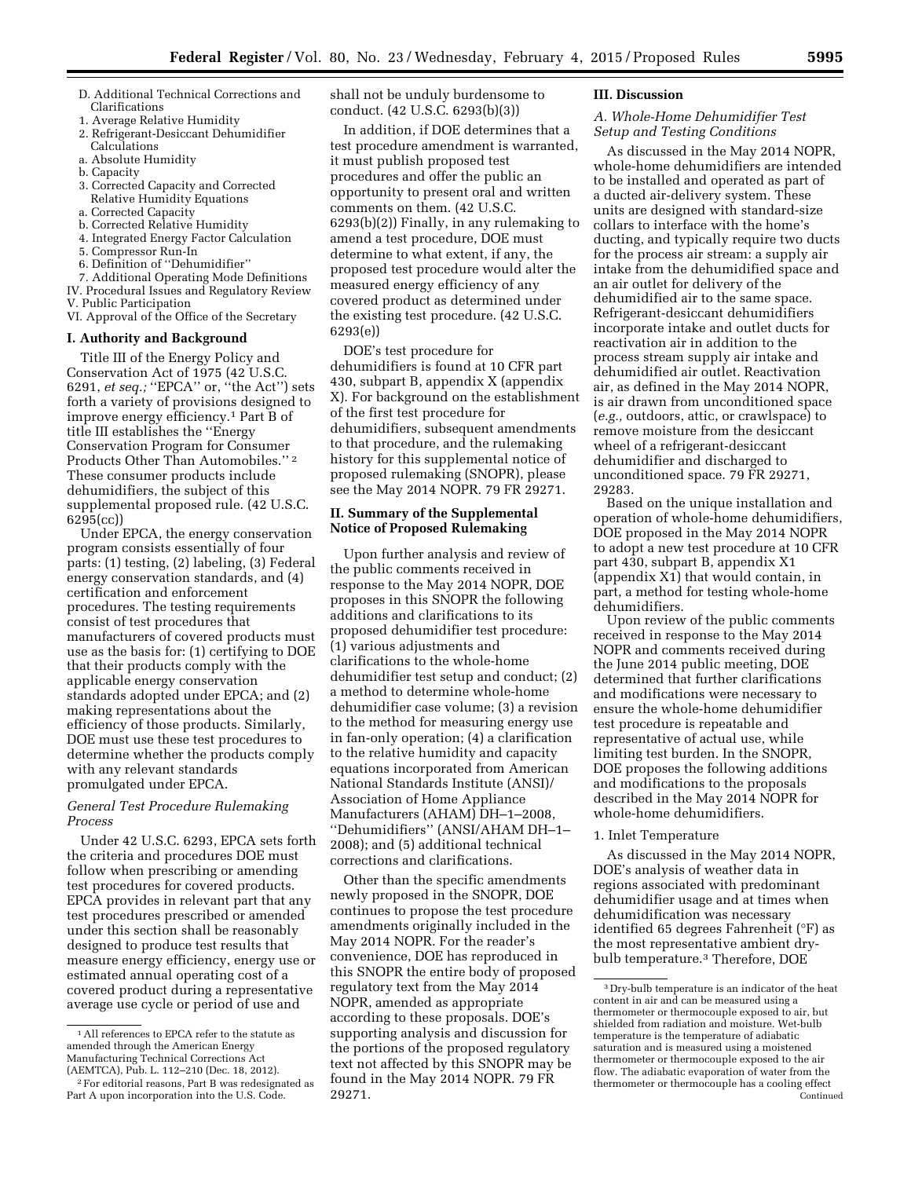D. Additional Technical Corrections and Clarifications
1. Average Relative Humidity
2. Refrigerant-Desiccant Dehumidifier Calculations
a. Absolute Humidity
b. Capacity
3. Corrected Capacity and Corrected Relative Humidity Equations
a. Corrected Capacity
b. Corrected Relative Humidity
4. Integrated Energy Factor Calculation
5. Compressor Run-In
6. Definition of "Dehumidifier"
7. Additional Operating Mode Definitions

IV. Procedural Issues and Regulatory Review
V. Public Participation
VI. Approval of the Office of the Secretary

## I. Authority and Background

Title III of the Energy Policy and Conservation Act of 1975 (42 U.S.C. 6291, *et seq.;* "EPCA" or, "the Act") sets forth a variety of provisions designed to improve energy efficiency.[1] Part B of title III establishes the "Energy Conservation Program for Consumer Products Other Than Automobiles." [2] These consumer products include dehumidifiers, the subject of this supplemental proposed rule. (42 U.S.C. 6295(cc))

Under EPCA, the energy conservation program consists essentially of four parts: (1) testing, (2) labeling, (3) Federal energy conservation standards, and (4) certification and enforcement procedures. The testing requirements consist of test procedures that manufacturers of covered products must use as the basis for: (1) certifying to DOE that their products comply with the applicable energy conservation standards adopted under EPCA; and (2) making representations about the efficiency of those products. Similarly, DOE must use these test procedures to determine whether the products comply with any relevant standards promulgated under EPCA.

### *General Test Procedure Rulemaking Process*

Under 42 U.S.C. 6293, EPCA sets forth the criteria and procedures DOE must follow when prescribing or amending test procedures for covered products. EPCA provides in relevant part that any test procedures prescribed or amended under this section shall be reasonably designed to produce test results that measure energy efficiency, energy use or estimated annual operating cost of a covered product during a representative average use cycle or period of use and shall not be unduly burdensome to conduct. (42 U.S.C. 6293(b)(3))

In addition, if DOE determines that a test procedure amendment is warranted, it must publish proposed test procedures and offer the public an opportunity to present oral and written comments on them. (42 U.S.C. 6293(b)(2)) Finally, in any rulemaking to amend a test procedure, DOE must determine to what extent, if any, the proposed test procedure would alter the measured energy efficiency of any covered product as determined under the existing test procedure. (42 U.S.C. 6293(e))

DOE's test procedure for dehumidifiers is found at 10 CFR part 430, subpart B, appendix X (appendix X). For background on the establishment of the first test procedure for dehumidifiers, subsequent amendments to that procedure, and the rulemaking history for this supplemental notice of proposed rulemaking (SNOPR), please see the May 2014 NOPR. 79 FR 29271.

## II. Summary of the Supplemental Notice of Proposed Rulemaking

Upon further analysis and review of the public comments received in response to the May 2014 NOPR, DOE proposes in this SNOPR the following additions and clarifications to its proposed dehumidifier test procedure: (1) various adjustments and clarifications to the whole-home dehumidifier test setup and conduct; (2) a method to determine whole-home dehumidifier case volume; (3) a revision to the method for measuring energy use in fan-only operation; (4) a clarification to the relative humidity and capacity equations incorporated from American National Standards Institute (ANSI)/Association of Home Appliance Manufacturers (AHAM) DH–1–2008, "Dehumidifiers" (ANSI/AHAM DH–1–2008); and (5) additional technical corrections and clarifications.

Other than the specific amendments newly proposed in the SNOPR, DOE continues to propose the test procedure amendments originally included in the May 2014 NOPR. For the reader's convenience, DOE has reproduced in this SNOPR the entire body of proposed regulatory text from the May 2014 NOPR, amended as appropriate according to these proposals. DOE's supporting analysis and discussion for the portions of the proposed regulatory text not affected by this SNOPR may be found in the May 2014 NOPR. 79 FR 29271.

## III. Discussion

### *A. Whole-Home Dehumidifier Test Setup and Testing Conditions*

As discussed in the May 2014 NOPR, whole-home dehumidifiers are intended to be installed and operated as part of a ducted air-delivery system. These units are designed with standard-size collars to interface with the home's ducting, and typically require two ducts for the process air stream: a supply air intake from the dehumidified space and an air outlet for delivery of the dehumidified air to the same space. Refrigerant-desiccant dehumidifiers incorporate intake and outlet ducts for reactivation air in addition to the process stream supply air intake and dehumidified air outlet. Reactivation air, as defined in the May 2014 NOPR, is air drawn from unconditioned space (*e.g.,* outdoors, attic, or crawlspace) to remove moisture from the desiccant wheel of a refrigerant-desiccant dehumidifier and discharged to unconditioned space. 79 FR 29271, 29283.

Based on the unique installation and operation of whole-home dehumidifiers, DOE proposed in the May 2014 NOPR to adopt a new test procedure at 10 CFR part 430, subpart B, appendix X1 (appendix X1) that would contain, in part, a method for testing whole-home dehumidifiers.

Upon review of the public comments received in response to the May 2014 NOPR and comments received during the June 2014 public meeting, DOE determined that further clarifications and modifications were necessary to ensure the whole-home dehumidifier test procedure is repeatable and representative of actual use, while limiting test burden. In the SNOPR, DOE proposes the following additions and modifications to the proposals described in the May 2014 NOPR for whole-home dehumidifiers.

1. Inlet Temperature

As discussed in the May 2014 NOPR, DOE's analysis of weather data in regions associated with predominant dehumidifier usage and at times when dehumidification was necessary identified 65 degrees Fahrenheit (°F) as the most representative ambient dry-bulb temperature.[3] Therefore, DOE

---

[1] All references to EPCA refer to the statute as amended through the American Energy Manufacturing Technical Corrections Act (AEMTCA), Pub. L. 112–210 (Dec. 18, 2012).

[2] For editorial reasons, Part B was redesignated as Part A upon incorporation into the U.S. Code.

[3] Dry-bulb temperature is an indicator of the heat content in air and can be measured using a thermometer or thermocouple exposed to air, but shielded from radiation and moisture. Wet-bulb temperature is the temperature of adiabatic saturation and is measured using a moistened thermometer or thermocouple exposed to the air flow. The adiabatic evaporation of water from the thermometer or thermocouple has a cooling effect Continued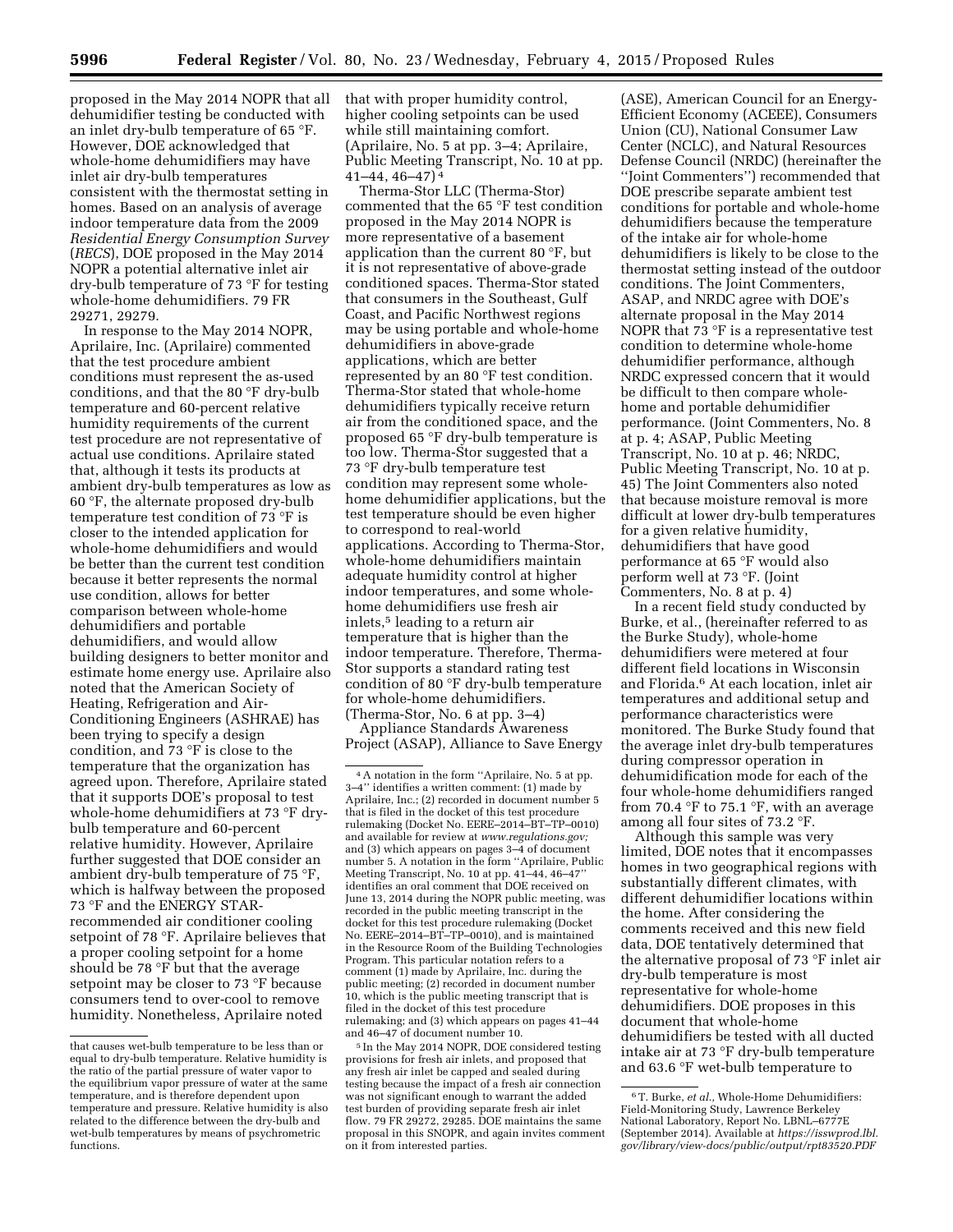proposed in the May 2014 NOPR that all dehumidifier testing be conducted with an inlet dry-bulb temperature of 65 °F. However, DOE acknowledged that whole-home dehumidifiers may have inlet air dry-bulb temperatures consistent with the thermostat setting in homes. Based on an analysis of average indoor temperature data from the 2009 *Residential Energy Consumption Survey* (*RECS*), DOE proposed in the May 2014 NOPR a potential alternative inlet air dry-bulb temperature of 73 °F for testing whole-home dehumidifiers. 79 FR 29271, 29279.

In response to the May 2014 NOPR, Aprilaire, Inc. (Aprilaire) commented that the test procedure ambient conditions must represent the as-used conditions, and that the 80 °F dry-bulb temperature and 60-percent relative humidity requirements of the current test procedure are not representative of actual use conditions. Aprilaire stated that, although it tests its products at ambient dry-bulb temperatures as low as 60 °F, the alternate proposed dry-bulb temperature test condition of 73 °F is closer to the intended application for whole-home dehumidifiers and would be better than the current test condition because it better represents the normal use condition, allows for better comparison between whole-home dehumidifiers and portable dehumidifiers, and would allow building designers to better monitor and estimate home energy use. Aprilaire also noted that the American Society of Heating, Refrigeration and Air-Conditioning Engineers (ASHRAE) has been trying to specify a design condition, and 73 °F is close to the temperature that the organization has agreed upon. Therefore, Aprilaire stated that it supports DOE's proposal to test whole-home dehumidifiers at 73 °F dry-bulb temperature and 60-percent relative humidity. However, Aprilaire further suggested that DOE consider an ambient dry-bulb temperature of 75 °F, which is halfway between the proposed 73 °F and the ENERGY STAR-recommended air conditioner cooling setpoint of 78 °F. Aprilaire believes that a proper cooling setpoint for a home should be 78 °F but that the average setpoint may be closer to 73 °F because consumers tend to over-cool to remove humidity. Nonetheless, Aprilaire noted that with proper humidity control, higher cooling setpoints can be used while still maintaining comfort. (Aprilaire, No. 5 at pp. 3–4; Aprilaire, Public Meeting Transcript, No. 10 at pp. 41–44, 46–47)[4]

Therma-Stor LLC (Therma-Stor) commented that the 65 °F test condition proposed in the May 2014 NOPR is more representative of a basement application than the current 80 °F, but it is not representative of above-grade conditioned spaces. Therma-Stor stated that consumers in the Southeast, Gulf Coast, and Pacific Northwest regions may be using portable and whole-home dehumidifiers in above-grade applications, which are better represented by an 80 °F test condition. Therma-Stor stated that whole-home dehumidifiers typically receive return air from the conditioned space, and the proposed 65 °F dry-bulb temperature is too low. Therma-Stor suggested that a 73 °F dry-bulb temperature test condition may represent some whole-home dehumidifier applications, but the test temperature should be even higher to correspond to real-world applications. According to Therma-Stor, whole-home dehumidifiers maintain adequate humidity control at higher indoor temperatures, and some whole-home dehumidifiers use fresh air inlets,[5] leading to a return air temperature that is higher than the indoor temperature. Therefore, Therma-Stor supports a standard rating test condition of 80 °F dry-bulb temperature for whole-home dehumidifiers. (Therma-Stor, No. 6 at pp. 3–4)

Appliance Standards Awareness Project (ASAP), Alliance to Save Energy (ASE), American Council for an Energy-Efficient Economy (ACEEE), Consumers Union (CU), National Consumer Law Center (NCLC), and Natural Resources Defense Council (NRDC) (hereinafter the "Joint Commenters") recommended that DOE prescribe separate ambient test conditions for portable and whole-home dehumidifiers because the temperature of the intake air for whole-home dehumidifiers is likely to be close to the thermostat setting instead of the outdoor conditions. The Joint Commenters, ASAP, and NRDC agree with DOE's alternate proposal in the May 2014 NOPR that 73 °F is a representative test condition to determine whole-home dehumidifier performance, although NRDC expressed concern that it would be difficult to then compare whole-home and portable dehumidifier performance. (Joint Commenters, No. 8 at p. 4; ASAP, Public Meeting Transcript, No. 10 at p. 46; NRDC, Public Meeting Transcript, No. 10 at p. 45) The Joint Commenters also noted that because moisture removal is more difficult at lower dry-bulb temperatures for a given relative humidity, dehumidifiers that have good performance at 65 °F would also perform well at 73 °F. (Joint Commenters, No. 8 at p. 4)

In a recent field study conducted by Burke, et al., (hereinafter referred to as the Burke Study), whole-home dehumidifiers were metered at four different field locations in Wisconsin and Florida.[6] At each location, inlet air temperatures and additional setup and performance characteristics were monitored. The Burke Study found that the average inlet dry-bulb temperatures during compressor operation in dehumidification mode for each of the four whole-home dehumidifiers ranged from 70.4 °F to 75.1 °F, with an average among all four sites of 73.2 °F.

Although this sample was very limited, DOE notes that it encompasses homes in two geographical regions with substantially different climates, with different dehumidifier locations within the home. After considering the comments received and this new field data, DOE tentatively determined that the alternative proposal of 73 °F inlet air dry-bulb temperature is most representative for whole-home dehumidifiers. DOE proposes in this document that whole-home dehumidifiers be tested with all ducted intake air at 73 °F dry-bulb temperature and 63.6 °F wet-bulb temperature to

---

that causes wet-bulb temperature to be less than or equal to dry-bulb temperature. Relative humidity is the ratio of the partial pressure of water vapor to the equilibrium vapor pressure of water at the same temperature, and is therefore dependent upon temperature and pressure. Relative humidity is also related to the difference between the dry-bulb and wet-bulb temperatures by means of psychrometric functions.

[4] A notation in the form "Aprilaire, No. 5 at pp. 3–4" identifies a written comment: (1) made by Aprilaire, Inc.; (2) recorded in document number 5 that is filed in the docket of this test procedure rulemaking (Docket No. EERE–2014–BT–TP–0010) and available for review at *www.regulations.gov;* and (3) which appears on pages 3–4 of document number 5. A notation in the form "Aprilaire, Public Meeting Transcript, No. 10 at pp. 41–44, 46–47" identifies an oral comment that DOE received on June 13, 2014 during the NOPR public meeting, was recorded in the public meeting transcript in the docket for this test procedure rulemaking (Docket No. EERE–2014–BT–TP–0010), and is maintained in the Resource Room of the Building Technologies Program. This particular notation refers to a comment (1) made by Aprilaire, Inc. during the public meeting; (2) recorded in document number 10, which is the public meeting transcript that is filed in the docket of this test procedure rulemaking; and (3) which appears on pages 41–44 and 46–47 of document number 10.

[5] In the May 2014 NOPR, DOE considered testing provisions for fresh air inlets, and proposed that any fresh air inlet be capped and sealed during testing because the impact of a fresh air connection was not significant enough to warrant the added test burden of providing separate fresh air inlet flow. 79 FR 29272, 29285. DOE maintains the same proposal in this SNOPR, and again invites comment on it from interested parties.

[6] T. Burke, *et al.,* Whole-Home Dehumidifiers: Field-Monitoring Study, Lawrence Berkeley National Laboratory, Report No. LBNL–6777E (September 2014). Available at *https://isswprod.lbl.gov/library/view-docs/public/output/rpt83520.PDF*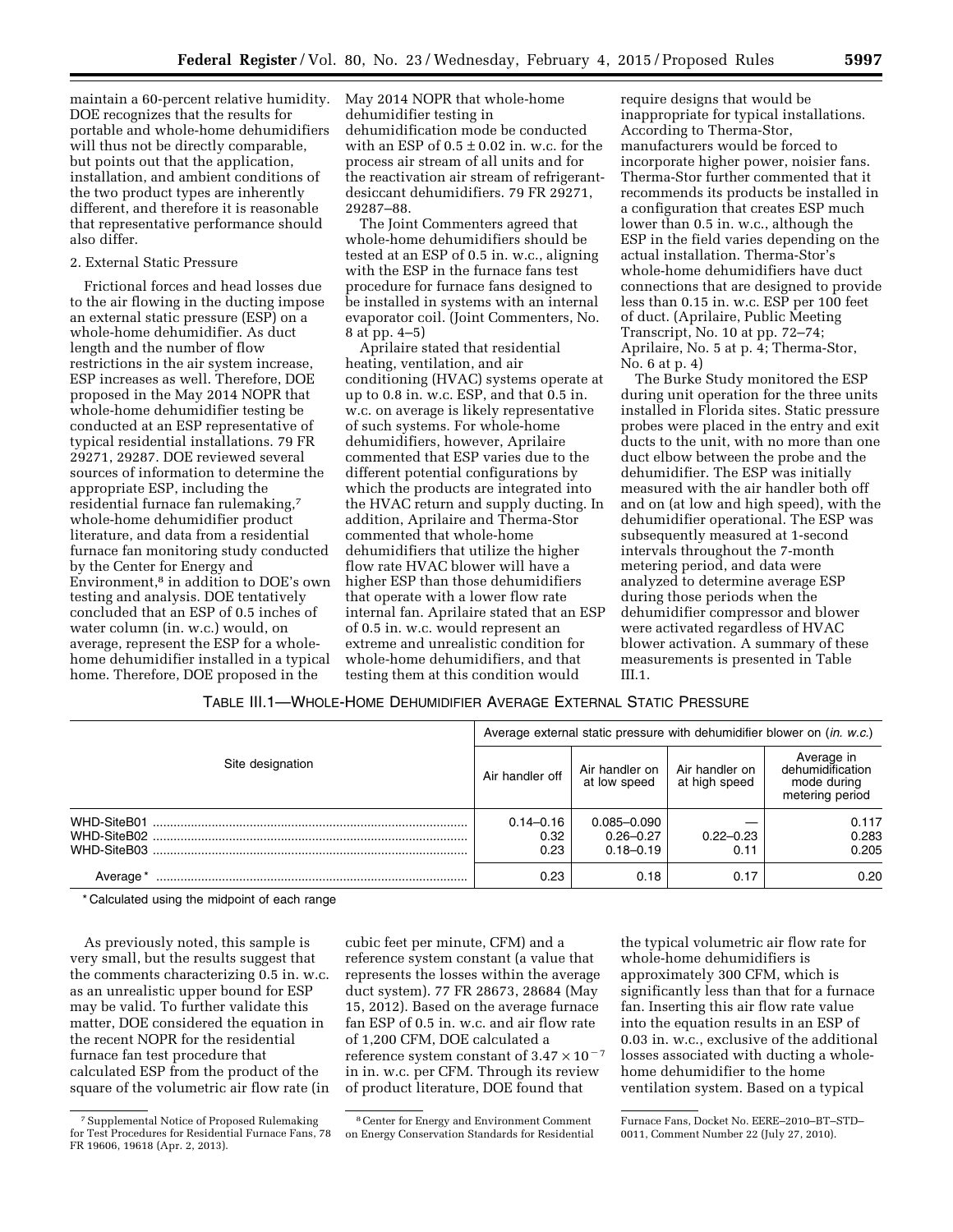maintain a 60-percent relative humidity. DOE recognizes that the results for portable and whole-home dehumidifiers will thus not be directly comparable, but points out that the application, installation, and ambient conditions of the two product types are inherently different, and therefore it is reasonable that representative performance should also differ.

2. External Static Pressure

Frictional forces and head losses due to the air flowing in the ducting impose an external static pressure (ESP) on a whole-home dehumidifier. As duct length and the number of flow restrictions in the air system increase, ESP increases as well. Therefore, DOE proposed in the May 2014 NOPR that whole-home dehumidifier testing be conducted at an ESP representative of typical residential installations. 79 FR 29271, 29287. DOE reviewed several sources of information to determine the appropriate ESP, including the residential furnace fan rulemaking,[7] whole-home dehumidifier product literature, and data from a residential furnace fan monitoring study conducted by the Center for Energy and Environment,[8] in addition to DOE's own testing and analysis. DOE tentatively concluded that an ESP of 0.5 inches of water column (in. w.c.) would, on average, represent the ESP for a whole-home dehumidifier installed in a typical home. Therefore, DOE proposed in the May 2014 NOPR that whole-home dehumidifier testing in dehumidification mode be conducted with an ESP of 0.5 ± 0.02 in. w.c. for the process air stream of all units and for the reactivation air stream of refrigerant-desiccant dehumidifiers. 79 FR 29271, 29287–88.

The Joint Commenters agreed that whole-home dehumidifiers should be tested at an ESP of 0.5 in. w.c., aligning with the ESP in the furnace fans test procedure for furnace fans designed to be installed in systems with an internal evaporator coil. (Joint Commenters, No. 8 at pp. 4–5)

Aprilaire stated that residential heating, ventilation, and air conditioning (HVAC) systems operate at up to 0.8 in. w.c. ESP, and that 0.5 in. w.c. on average is likely representative of such systems. For whole-home dehumidifiers, however, Aprilaire commented that ESP varies due to the different potential configurations by which the products are integrated into the HVAC return and supply ducting. In addition, Aprilaire and Therma-Stor commented that whole-home dehumidifiers that utilize the higher flow rate HVAC blower will have a higher ESP than those dehumidifiers that operate with a lower flow rate internal fan. Aprilaire stated that an ESP of 0.5 in. w.c. would represent an extreme and unrealistic condition for whole-home dehumidifiers, and that testing them at this condition would require designs that would be inappropriate for typical installations. According to Therma-Stor, manufacturers would be forced to incorporate higher power, noisier fans. Therma-Stor further commented that it recommends its products be installed in a configuration that creates ESP much lower than 0.5 in. w.c., although the ESP in the field varies depending on the actual installation. Therma-Stor's whole-home dehumidifiers have duct connections that are designed to provide less than 0.15 in. w.c. ESP per 100 feet of duct. (Aprilaire, Public Meeting Transcript, No. 10 at pp. 72–74; Aprilaire, No. 5 at p. 4; Therma-Stor, No. 6 at p. 4)

The Burke Study monitored the ESP during unit operation for the three units installed in Florida sites. Static pressure probes were placed in the entry and exit ducts to the unit, with no more than one duct elbow between the probe and the dehumidifier. The ESP was initially measured with the air handler both off and on (at low and high speed), with the dehumidifier operational. The ESP was subsequently measured at 1-second intervals throughout the 7-month metering period, and data were analyzed to determine average ESP during those periods when the dehumidifier compressor and blower were activated regardless of HVAC blower activation. A summary of these measurements is presented in Table III.1.

TABLE III.1—WHOLE-HOME DEHUMIDIFIER AVERAGE EXTERNAL STATIC PRESSURE

| Site designation | Average external static pressure with dehumidifier blower on (*in. w.c.*) | | | |
|---|---|---|---|---|
| | Air handler off | Air handler on at low speed | Air handler on at high speed | Average in dehumidification mode during metering period |
| WHD-SiteB01 | 0.14–0.16 | 0.085–0.090 | — | 0.117 |
| WHD-SiteB02 | 0.32 | 0.26–0.27 | 0.22–0.23 | 0.283 |
| WHD-SiteB03 | 0.23 | 0.18–0.19 | 0.11 | 0.205 |
| Average* | 0.23 | 0.18 | 0.17 | 0.20 |

\* Calculated using the midpoint of each range

As previously noted, this sample is very small, but the results suggest that the comments characterizing 0.5 in. w.c. as an unrealistic upper bound for ESP may be valid. To further validate this matter, DOE considered the equation in the recent NOPR for the residential furnace fan test procedure that calculated ESP from the product of the square of the volumetric air flow rate (in cubic feet per minute, CFM) and a reference system constant (a value that represents the losses within the average duct system). 77 FR 28673, 28684 (May 15, 2012). Based on the average furnace fan ESP of 0.5 in. w.c. and air flow rate of 1,200 CFM, DOE calculated a reference system constant of $3.47 \times 10^{-7}$ in in. w.c. per CFM. Through its review of product literature, DOE found that the typical volumetric air flow rate for whole-home dehumidifiers is approximately 300 CFM, which is significantly less than that for a furnace fan. Inserting this air flow rate value into the equation results in an ESP of 0.03 in. w.c., exclusive of the additional losses associated with ducting a whole-home dehumidifier to the home ventilation system. Based on a typical

[7] Supplemental Notice of Proposed Rulemaking for Test Procedures for Residential Furnace Fans, 78 FR 19606, 19618 (Apr. 2, 2013).

[8] Center for Energy and Environment Comment on Energy Conservation Standards for Residential Furnace Fans, Docket No. EERE–2010–BT–STD–0011, Comment Number 22 (July 27, 2010).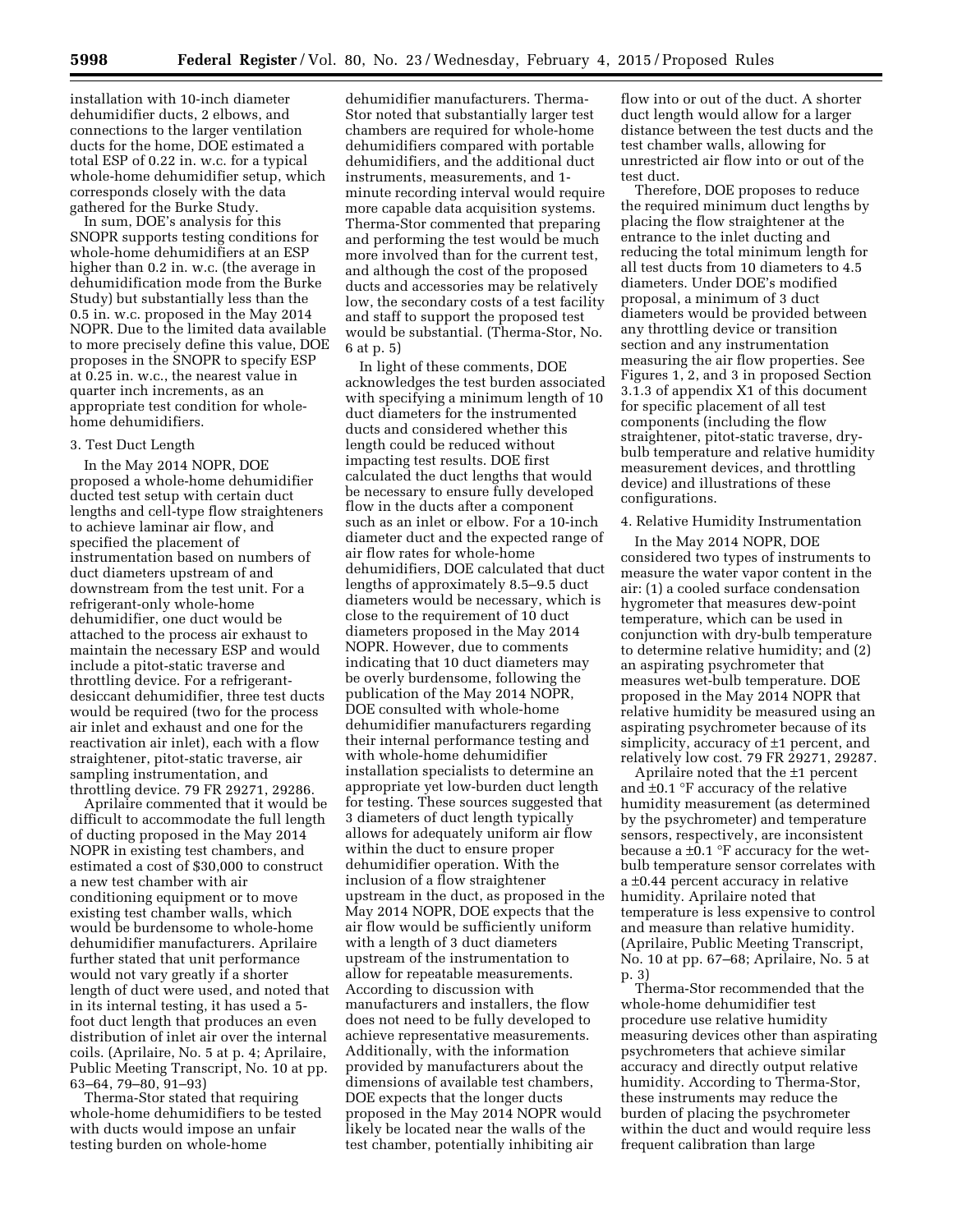installation with 10-inch diameter dehumidifier ducts, 2 elbows, and connections to the larger ventilation ducts for the home, DOE estimated a total ESP of 0.22 in. w.c. for a typical whole-home dehumidifier setup, which corresponds closely with the data gathered for the Burke Study.

In sum, DOE's analysis for this SNOPR supports testing conditions for whole-home dehumidifiers at an ESP higher than 0.2 in. w.c. (the average in dehumidification mode from the Burke Study) but substantially less than the 0.5 in. w.c. proposed in the May 2014 NOPR. Due to the limited data available to more precisely define this value, DOE proposes in the SNOPR to specify ESP at 0.25 in. w.c., the nearest value in quarter inch increments, as an appropriate test condition for whole-home dehumidifiers.

3. Test Duct Length

In the May 2014 NOPR, DOE proposed a whole-home dehumidifier ducted test setup with certain duct lengths and cell-type flow straighteners to achieve laminar air flow, and specified the placement of instrumentation based on numbers of duct diameters upstream of and downstream from the test unit. For a refrigerant-only whole-home dehumidifier, one duct would be attached to the process air exhaust to maintain the necessary ESP and would include a pitot-static traverse and throttling device. For a refrigerant-desiccant dehumidifier, three test ducts would be required (two for the process air inlet and exhaust and one for the reactivation air inlet), each with a flow straightener, pitot-static traverse, air sampling instrumentation, and throttling device. 79 FR 29271, 29286.

Aprilaire commented that it would be difficult to accommodate the full length of ducting proposed in the May 2014 NOPR in existing test chambers, and estimated a cost of $30,000 to construct a new test chamber with air conditioning equipment or to move existing test chamber walls, which would be burdensome to whole-home dehumidifier manufacturers. Aprilaire further stated that unit performance would not vary greatly if a shorter length of duct were used, and noted that in its internal testing, it has used a 5-foot duct length that produces an even distribution of inlet air over the internal coils. (Aprilaire, No. 5 at p. 4; Aprilaire, Public Meeting Transcript, No. 10 at pp. 63–64, 79–80, 91–93)

Therma-Stor stated that requiring whole-home dehumidifiers to be tested with ducts would impose an unfair testing burden on whole-home dehumidifier manufacturers. Therma-Stor noted that substantially larger test chambers are required for whole-home dehumidifiers compared with portable dehumidifiers, and the additional duct instruments, measurements, and 1-minute recording interval would require more capable data acquisition systems. Therma-Stor commented that preparing and performing the test would be much more involved than for the current test, and although the cost of the proposed ducts and accessories may be relatively low, the secondary costs of a test facility and staff to support the proposed test would be substantial. (Therma-Stor, No. 6 at p. 5)

In light of these comments, DOE acknowledges the test burden associated with specifying a minimum length of 10 duct diameters for the instrumented ducts and considered whether this length could be reduced without impacting test results. DOE first calculated the duct lengths that would be necessary to ensure fully developed flow in the ducts after a component such as an inlet or elbow. For a 10-inch diameter duct and the expected range of air flow rates for whole-home dehumidifiers, DOE calculated that duct lengths of approximately 8.5–9.5 duct diameters would be necessary, which is close to the requirement of 10 duct diameters proposed in the May 2014 NOPR. However, due to comments indicating that 10 duct diameters may be overly burdensome, following the publication of the May 2014 NOPR, DOE consulted with whole-home dehumidifier manufacturers regarding their internal performance testing and with whole-home dehumidifier installation specialists to determine an appropriate yet low-burden duct length for testing. These sources suggested that 3 diameters of duct length typically allows for adequately uniform air flow within the duct to ensure proper dehumidifier operation. With the inclusion of a flow straightener upstream in the duct, as proposed in the May 2014 NOPR, DOE expects that the air flow would be sufficiently uniform with a length of 3 duct diameters upstream of the instrumentation to allow for repeatable measurements. According to discussion with manufacturers and installers, the flow does not need to be fully developed to achieve representative measurements. Additionally, with the information provided by manufacturers about the dimensions of available test chambers, DOE expects that the longer ducts proposed in the May 2014 NOPR would likely be located near the walls of the test chamber, potentially inhibiting air flow into or out of the duct. A shorter duct length would allow for a larger distance between the test ducts and the test chamber walls, allowing for unrestricted air flow into or out of the test duct.

Therefore, DOE proposes to reduce the required minimum duct lengths by placing the flow straightener at the entrance to the inlet ducting and reducing the total minimum length for all test ducts from 10 diameters to 4.5 diameters. Under DOE's modified proposal, a minimum of 3 duct diameters would be provided between any throttling device or transition section and any instrumentation measuring the air flow properties. See Figures 1, 2, and 3 in proposed Section 3.1.3 of appendix X1 of this document for specific placement of all test components (including the flow straightener, pitot-static traverse, dry-bulb temperature and relative humidity measurement devices, and throttling device) and illustrations of these configurations.

4. Relative Humidity Instrumentation

In the May 2014 NOPR, DOE considered two types of instruments to measure the water vapor content in the air: (1) a cooled surface condensation hygrometer that measures dew-point temperature, which can be used in conjunction with dry-bulb temperature to determine relative humidity; and (2) an aspirating psychrometer that measures wet-bulb temperature. DOE proposed in the May 2014 NOPR that relative humidity be measured using an aspirating psychrometer because of its simplicity, accuracy of ±1 percent, and relatively low cost. 79 FR 29271, 29287.

Aprilaire noted that the ±1 percent and ±0.1 °F accuracy of the relative humidity measurement (as determined by the psychrometer) and temperature sensors, respectively, are inconsistent because a ±0.1 °F accuracy for the wet-bulb temperature sensor correlates with a ±0.44 percent accuracy in relative humidity. Aprilaire noted that temperature is less expensive to control and measure than relative humidity. (Aprilaire, Public Meeting Transcript, No. 10 at pp. 67–68; Aprilaire, No. 5 at p. 3)

Therma-Stor recommended that the whole-home dehumidifier test procedure use relative humidity measuring devices other than aspirating psychrometers that achieve similar accuracy and directly output relative humidity. According to Therma-Stor, these instruments may reduce the burden of placing the psychrometer within the duct and would require less frequent calibration than large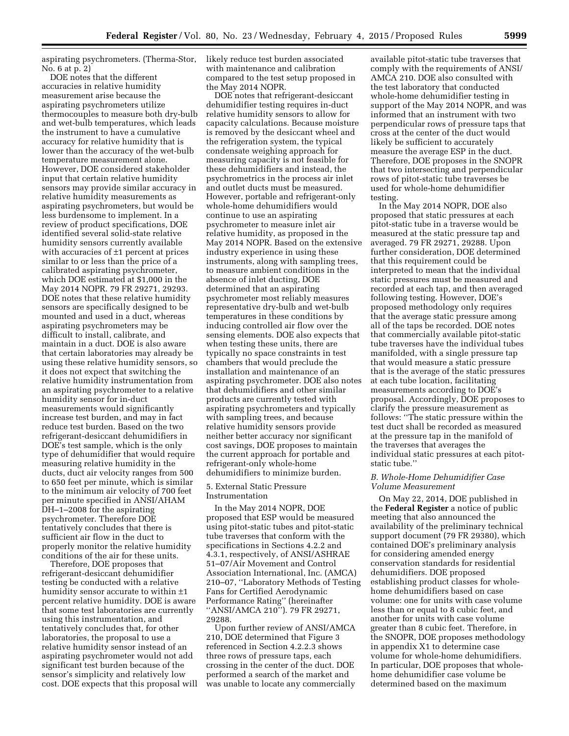aspirating psychrometers. (Therma-Stor, No. 6 at p. 2)

DOE notes that the different accuracies in relative humidity measurement arise because the aspirating psychrometers utilize thermocouples to measure both dry-bulb and wet-bulb temperatures, which leads the instrument to have a cumulative accuracy for relative humidity that is lower than the accuracy of the wet-bulb temperature measurement alone. However, DOE considered stakeholder input that certain relative humidity sensors may provide similar accuracy in relative humidity measurements as aspirating psychrometers, but would be less burdensome to implement. In a review of product specifications, DOE identified several solid-state relative humidity sensors currently available with accuracies of ±1 percent at prices similar to or less than the price of a calibrated aspirating psychrometer, which DOE estimated at $1,000 in the May 2014 NOPR. 79 FR 29271, 29293. DOE notes that these relative humidity sensors are specifically designed to be mounted and used in a duct, whereas aspirating psychrometers may be difficult to install, calibrate, and maintain in a duct. DOE is also aware that certain laboratories may already be using these relative humidity sensors, so it does not expect that switching the relative humidity instrumentation from an aspirating psychrometer to a relative humidity sensor for in-duct measurements would significantly increase test burden, and may in fact reduce test burden. Based on the two refrigerant-desiccant dehumidifiers in DOE's test sample, which is the only type of dehumidifier that would require measuring relative humidity in the ducts, duct air velocity ranges from 500 to 650 feet per minute, which is similar to the minimum air velocity of 700 feet per minute specified in ANSI/AHAM DH–1–2008 for the aspirating psychrometer. Therefore DOE tentatively concludes that there is sufficient air flow in the duct to properly monitor the relative humidity conditions of the air for these units.

Therefore, DOE proposes that refrigerant-desiccant dehumidifier testing be conducted with a relative humidity sensor accurate to within ±1 percent relative humidity. DOE is aware that some test laboratories are currently using this instrumentation, and tentatively concludes that, for other laboratories, the proposal to use a relative humidity sensor instead of an aspirating psychrometer would not add significant test burden because of the sensor's simplicity and relatively low cost. DOE expects that this proposal will likely reduce test burden associated with maintenance and calibration compared to the test setup proposed in the May 2014 NOPR.

DOE notes that refrigerant-desiccant dehumidifier testing requires in-duct relative humidity sensors to allow for capacity calculations. Because moisture is removed by the desiccant wheel and the refrigeration system, the typical condensate weighing approach for measuring capacity is not feasible for these dehumidifiers and instead, the psychrometrics in the process air inlet and outlet ducts must be measured. However, portable and refrigerant-only whole-home dehumidifiers would continue to use an aspirating psychrometer to measure inlet air relative humidity, as proposed in the May 2014 NOPR. Based on the extensive industry experience in using these instruments, along with sampling trees, to measure ambient conditions in the absence of inlet ducting, DOE determined that an aspirating psychrometer most reliably measures representative dry-bulb and wet-bulb temperatures in these conditions by inducing controlled air flow over the sensing elements. DOE also expects that when testing these units, there are typically no space constraints in test chambers that would preclude the installation and maintenance of an aspirating psychrometer. DOE also notes that dehumidifiers and other similar products are currently tested with aspirating psychrometers and typically with sampling trees, and because relative humidity sensors provide neither better accuracy nor significant cost savings, DOE proposes to maintain the current approach for portable and refrigerant-only whole-home dehumidifiers to minimize burden.

5. External Static Pressure Instrumentation

In the May 2014 NOPR, DOE proposed that ESP would be measured using pitot-static tubes and pitot-static tube traverses that conform with the specifications in Sections 4.2.2 and 4.3.1, respectively, of ANSI/ASHRAE 51–07/Air Movement and Control Association International, Inc. (AMCA) 210–07, ''Laboratory Methods of Testing Fans for Certified Aerodynamic Performance Rating'' (hereinafter ''ANSI/AMCA 210''). 79 FR 29271, 29288.

Upon further review of ANSI/AMCA 210, DOE determined that Figure 3 referenced in Section 4.2.2.3 shows three rows of pressure taps, each crossing in the center of the duct. DOE performed a search of the market and was unable to locate any commercially available pitot-static tube traverses that comply with the requirements of ANSI/AMCA 210. DOE also consulted with the test laboratory that conducted whole-home dehumidifier testing in support of the May 2014 NOPR, and was informed that an instrument with two perpendicular rows of pressure taps that cross at the center of the duct would likely be sufficient to accurately measure the average ESP in the duct. Therefore, DOE proposes in the SNOPR that two intersecting and perpendicular rows of pitot-static tube traverses be used for whole-home dehumidifier testing.

In the May 2014 NOPR, DOE also proposed that static pressures at each pitot-static tube in a traverse would be measured at the static pressure tap and averaged. 79 FR 29271, 29288. Upon further consideration, DOE determined that this requirement could be interpreted to mean that the individual static pressures must be measured and recorded at each tap, and then averaged following testing. However, DOE's proposed methodology only requires that the average static pressure among all of the taps be recorded. DOE notes that commercially available pitot-static tube traverses have the individual tubes manifolded, with a single pressure tap that would measure a static pressure that is the average of the static pressures at each tube location, facilitating measurements according to DOE's proposal. Accordingly, DOE proposes to clarify the pressure measurement as follows: ''The static pressure within the test duct shall be recorded as measured at the pressure tap in the manifold of the traverses that averages the individual static pressures at each pitot-static tube.''

*B. Whole-Home Dehumidifier Case Volume Measurement*

On May 22, 2014, DOE published in the **Federal Register** a notice of public meeting that also announced the availability of the preliminary technical support document (79 FR 29380), which contained DOE's preliminary analysis for considering amended energy conservation standards for residential dehumidifiers. DOE proposed establishing product classes for whole-home dehumidifiers based on case volume: one for units with case volume less than or equal to 8 cubic feet, and another for units with case volume greater than 8 cubic feet. Therefore, in the SNOPR, DOE proposes methodology in appendix X1 to determine case volume for whole-home dehumidifiers. In particular, DOE proposes that whole-home dehumidifier case volume be determined based on the maximum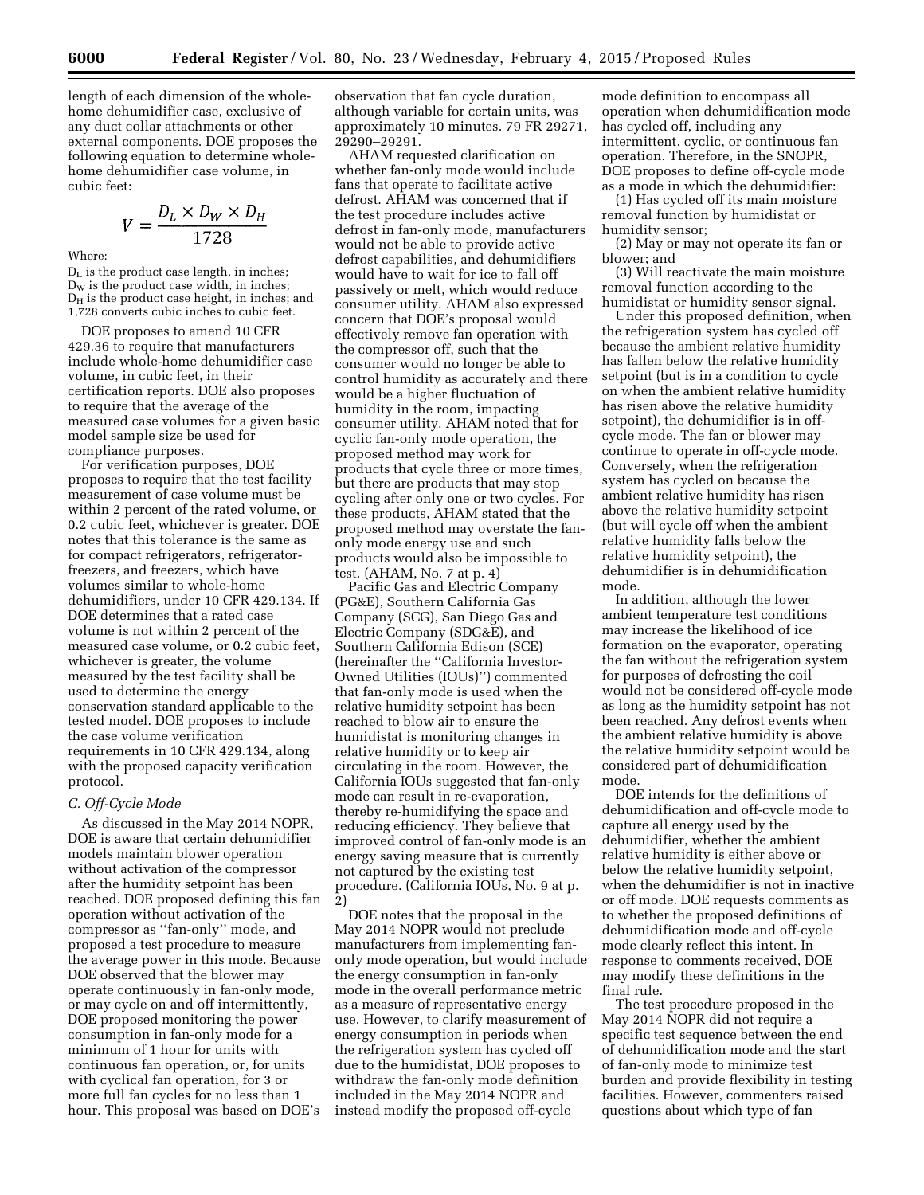length of each dimension of the whole-home dehumidifier case, exclusive of any duct collar attachments or other external components. DOE proposes the following equation to determine whole-home dehumidifier case volume, in cubic feet:

$$V = \frac{D_L \times D_W \times D_H}{1728}$$

Where:

$D_L$ is the product case length, in inches;
$D_W$ is the product case width, in inches;
$D_H$ is the product case height, in inches; and
1,728 converts cubic inches to cubic feet.

DOE proposes to amend 10 CFR 429.36 to require that manufacturers include whole-home dehumidifier case volume, in cubic feet, in their certification reports. DOE also proposes to require that the average of the measured case volumes for a given basic model sample size be used for compliance purposes.

For verification purposes, DOE proposes to require that the test facility measurement of case volume must be within 2 percent of the rated volume, or 0.2 cubic feet, whichever is greater. DOE notes that this tolerance is the same as for compact refrigerators, refrigerator-freezers, and freezers, which have volumes similar to whole-home dehumidifiers, under 10 CFR 429.134. If DOE determines that a rated case volume is not within 2 percent of the measured case volume, or 0.2 cubic feet, whichever is greater, the volume measured by the test facility shall be used to determine the energy conservation standard applicable to the tested model. DOE proposes to include the case volume verification requirements in 10 CFR 429.134, along with the proposed capacity verification protocol.

### C. Off-Cycle Mode

As discussed in the May 2014 NOPR, DOE is aware that certain dehumidifier models maintain blower operation without activation of the compressor after the humidity setpoint has been reached. DOE proposed defining this fan operation without activation of the compressor as "fan-only" mode, and proposed a test procedure to measure the average power in this mode. Because DOE observed that the blower may operate continuously in fan-only mode, or may cycle on and off intermittently, DOE proposed monitoring the power consumption in fan-only mode for a minimum of 1 hour for units with continuous fan operation, or, for units with cyclical fan operation, for 3 or more full fan cycles for no less than 1 hour. This proposal was based on DOE's observation that fan cycle duration, although variable for certain units, was approximately 10 minutes. 79 FR 29271, 29290–29291.

AHAM requested clarification on whether fan-only mode would include fans that operate to facilitate active defrost. AHAM was concerned that if the test procedure includes active defrost in fan-only mode, manufacturers would not be able to provide active defrost capabilities, and dehumidifiers would have to wait for ice to fall off passively or melt, which would reduce consumer utility. AHAM also expressed concern that DOE's proposal would effectively remove fan operation with the compressor off, such that the consumer would no longer be able to control humidity as accurately and there would be a higher fluctuation of humidity in the room, impacting consumer utility. AHAM noted that for cyclic fan-only mode operation, the proposed method may work for products that cycle three or more times, but there are products that may stop cycling after only one or two cycles. For these products, AHAM stated that the proposed method may overstate the fan-only mode energy use and such products would also be impossible to test. (AHAM, No. 7 at p. 4)

Pacific Gas and Electric Company (PG&E), Southern California Gas Company (SCG), San Diego Gas and Electric Company (SDG&E), and Southern California Edison (SCE) (hereinafter the "California Investor-Owned Utilities (IOUs)") commented that fan-only mode is used when the relative humidity setpoint has been reached to blow air to ensure the humidistat is monitoring changes in relative humidity or to keep air circulating in the room. However, the California IOUs suggested that fan-only mode can result in re-evaporation, thereby re-humidifying the space and reducing efficiency. They believe that improved control of fan-only mode is an energy saving measure that is currently not captured by the existing test procedure. (California IOUs, No. 9 at p. 2)

DOE notes that the proposal in the May 2014 NOPR would not preclude manufacturers from implementing fan-only mode operation, but would include the energy consumption in fan-only mode in the overall performance metric as a measure of representative energy use. However, to clarify measurement of energy consumption in periods when the refrigeration system has cycled off due to the humidistat, DOE proposes to withdraw the fan-only mode definition included in the May 2014 NOPR and instead modify the proposed off-cycle mode definition to encompass all operation when dehumidification mode has cycled off, including any intermittent, cyclic, or continuous fan operation. Therefore, in the SNOPR, DOE proposes to define off-cycle mode as a mode in which the dehumidifier:

(1) Has cycled off its main moisture removal function by humidistat or humidity sensor;

(2) May or may not operate its fan or blower; and

(3) Will reactivate the main moisture removal function according to the humidistat or humidity sensor signal.

Under this proposed definition, when the refrigeration system has cycled off because the ambient relative humidity has fallen below the relative humidity setpoint (but is in a condition to cycle on when the ambient relative humidity has risen above the relative humidity setpoint), the dehumidifier is in off-cycle mode. The fan or blower may continue to operate in off-cycle mode. Conversely, when the refrigeration system has cycled on because the ambient relative humidity has risen above the relative humidity setpoint (but will cycle off when the ambient relative humidity falls below the relative humidity setpoint), the dehumidifier is in dehumidification mode.

In addition, although the lower ambient temperature test conditions may increase the likelihood of ice formation on the evaporator, operating the fan without the refrigeration system for purposes of defrosting the coil would not be considered off-cycle mode as long as the humidity setpoint has not been reached. Any defrost events when the ambient relative humidity is above the relative humidity setpoint would be considered part of dehumidification mode.

DOE intends for the definitions of dehumidification and off-cycle mode to capture all energy used by the dehumidifier, whether the ambient relative humidity is either above or below the relative humidity setpoint, when the dehumidifier is not in inactive or off mode. DOE requests comments as to whether the proposed definitions of dehumidification mode and off-cycle mode clearly reflect this intent. In response to comments received, DOE may modify these definitions in the final rule.

The test procedure proposed in the May 2014 NOPR did not require a specific test sequence between the end of dehumidification mode and the start of fan-only mode to minimize test burden and provide flexibility in testing facilities. However, commenters raised questions about which type of fan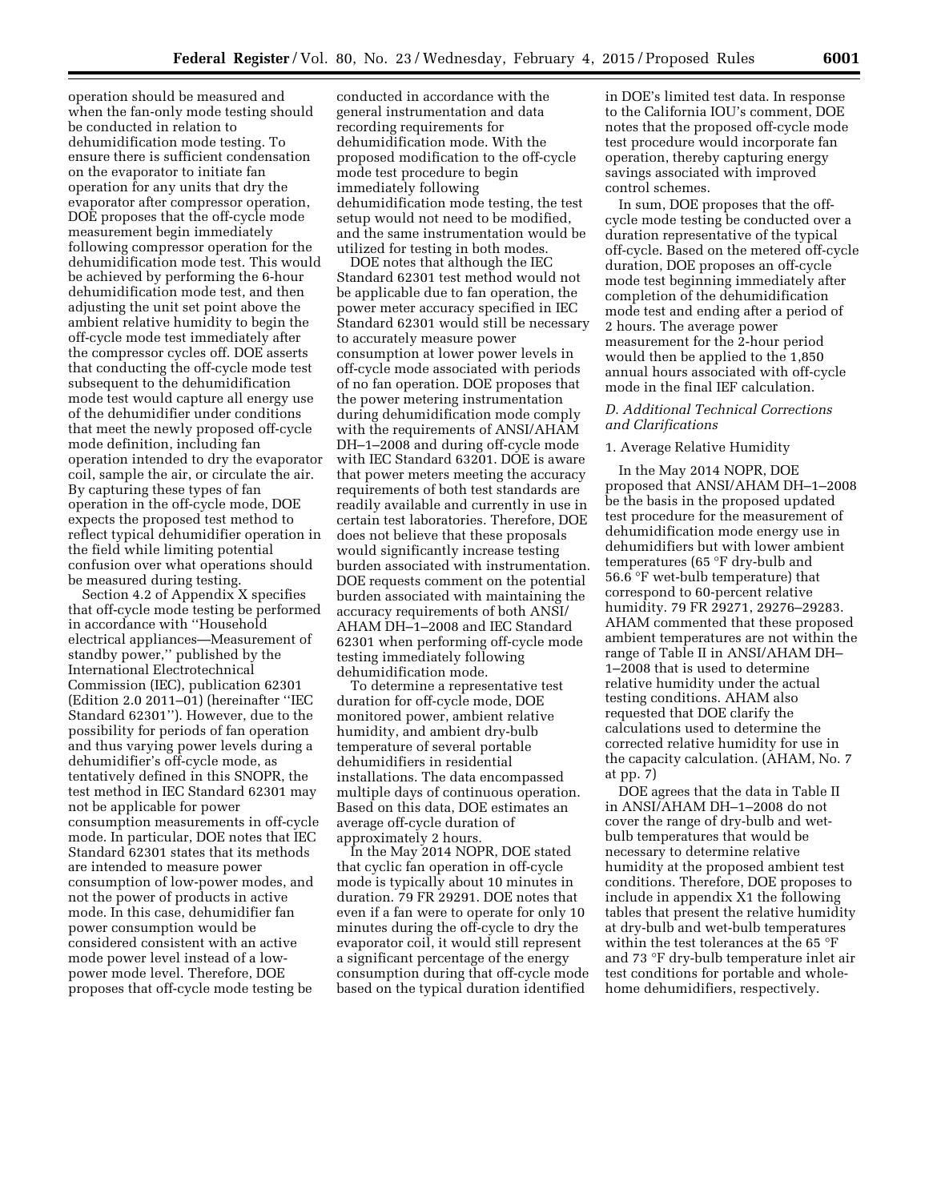operation should be measured and when the fan-only mode testing should be conducted in relation to dehumidification mode testing. To ensure there is sufficient condensation on the evaporator to initiate fan operation for any units that dry the evaporator after compressor operation, DOE proposes that the off-cycle mode measurement begin immediately following compressor operation for the dehumidification mode test. This would be achieved by performing the 6-hour dehumidification mode test, and then adjusting the unit set point above the ambient relative humidity to begin the off-cycle mode test immediately after the compressor cycles off. DOE asserts that conducting the off-cycle mode test subsequent to the dehumidification mode test would capture all energy use of the dehumidifier under conditions that meet the newly proposed off-cycle mode definition, including fan operation intended to dry the evaporator coil, sample the air, or circulate the air. By capturing these types of fan operation in the off-cycle mode, DOE expects the proposed test method to reflect typical dehumidifier operation in the field while limiting potential confusion over what operations should be measured during testing.

Section 4.2 of Appendix X specifies that off-cycle mode testing be performed in accordance with ''Household electrical appliances—Measurement of standby power,'' published by the International Electrotechnical Commission (IEC), publication 62301 (Edition 2.0 2011–01) (hereinafter ''IEC Standard 62301''). However, due to the possibility for periods of fan operation and thus varying power levels during a dehumidifier's off-cycle mode, as tentatively defined in this SNOPR, the test method in IEC Standard 62301 may not be applicable for power consumption measurements in off-cycle mode. In particular, DOE notes that IEC Standard 62301 states that its methods are intended to measure power consumption of low-power modes, and not the power of products in active mode. In this case, dehumidifier fan power consumption would be considered consistent with an active mode power level instead of a low-power mode level. Therefore, DOE proposes that off-cycle mode testing be conducted in accordance with the general instrumentation and data recording requirements for dehumidification mode. With the proposed modification to the off-cycle mode test procedure to begin immediately following dehumidification mode testing, the test setup would not need to be modified, and the same instrumentation would be utilized for testing in both modes.

DOE notes that although the IEC Standard 62301 test method would not be applicable due to fan operation, the power meter accuracy specified in IEC Standard 62301 would still be necessary to accurately measure power consumption at lower power levels in off-cycle mode associated with periods of no fan operation. DOE proposes that the power metering instrumentation during dehumidification mode comply with the requirements of ANSI/AHAM DH–1–2008 and during off-cycle mode with IEC Standard 63201. DOE is aware that power meters meeting the accuracy requirements of both test standards are readily available and currently in use in certain test laboratories. Therefore, DOE does not believe that these proposals would significantly increase testing burden associated with instrumentation. DOE requests comment on the potential burden associated with maintaining the accuracy requirements of both ANSI/AHAM DH–1–2008 and IEC Standard 62301 when performing off-cycle mode testing immediately following dehumidification mode.

To determine a representative test duration for off-cycle mode, DOE monitored power, ambient relative humidity, and ambient dry-bulb temperature of several portable dehumidifiers in residential installations. The data encompassed multiple days of continuous operation. Based on this data, DOE estimates an average off-cycle duration of approximately 2 hours.

In the May 2014 NOPR, DOE stated that cyclic fan operation in off-cycle mode is typically about 10 minutes in duration. 79 FR 29291. DOE notes that even if a fan were to operate for only 10 minutes during the off-cycle to dry the evaporator coil, it would still represent a significant percentage of the energy consumption during that off-cycle mode based on the typical duration identified in DOE's limited test data. In response to the California IOU's comment, DOE notes that the proposed off-cycle mode test procedure would incorporate fan operation, thereby capturing energy savings associated with improved control schemes.

In sum, DOE proposes that the off-cycle mode testing be conducted over a duration representative of the typical off-cycle. Based on the metered off-cycle duration, DOE proposes an off-cycle mode test beginning immediately after completion of the dehumidification mode test and ending after a period of 2 hours. The average power measurement for the 2-hour period would then be applied to the 1,850 annual hours associated with off-cycle mode in the final IEF calculation.

### *D. Additional Technical Corrections and Clarifications*

#### 1. Average Relative Humidity

In the May 2014 NOPR, DOE proposed that ANSI/AHAM DH–1–2008 be the basis in the proposed updated test procedure for the measurement of dehumidification mode energy use in dehumidifiers but with lower ambient temperatures (65 °F dry-bulb and 56.6 °F wet-bulb temperature) that correspond to 60-percent relative humidity. 79 FR 29271, 29276–29283. AHAM commented that these proposed ambient temperatures are not within the range of Table II in ANSI/AHAM DH–1–2008 that is used to determine relative humidity under the actual testing conditions. AHAM also requested that DOE clarify the calculations used to determine the corrected relative humidity for use in the capacity calculation. (AHAM, No. 7 at pp. 7)

DOE agrees that the data in Table II in ANSI/AHAM DH–1–2008 do not cover the range of dry-bulb and wet-bulb temperatures that would be necessary to determine relative humidity at the proposed ambient test conditions. Therefore, DOE proposes to include in appendix X1 the following tables that present the relative humidity at dry-bulb and wet-bulb temperatures within the test tolerances at the 65 °F and 73 °F dry-bulb temperature inlet air test conditions for portable and whole-home dehumidifiers, respectively.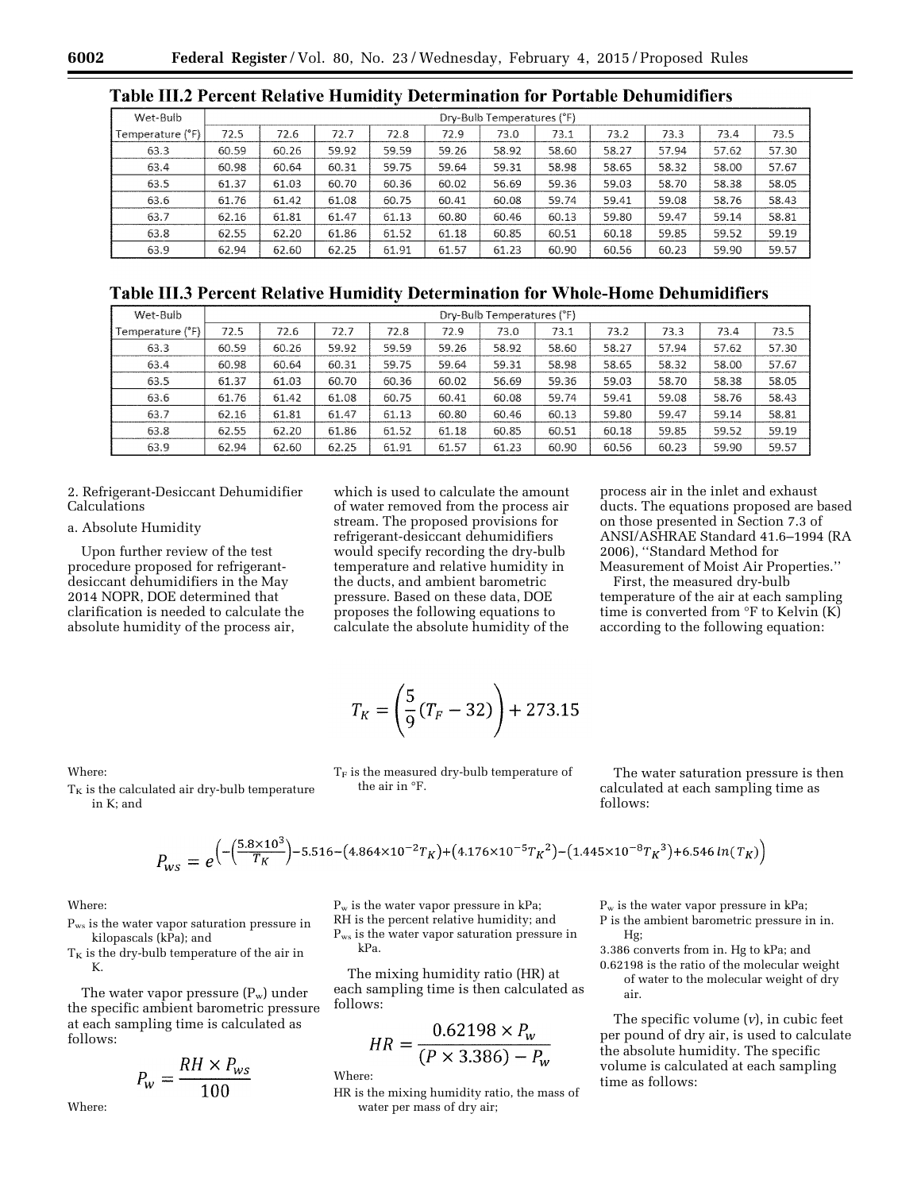**Table III.2 Percent Relative Humidity Determination for Portable Dehumidifiers**

| Wet-Bulb Temperature (°F) | Dry-Bulb Temperatures (°F) | | | | | | | | | | |
|---|---|---|---|---|---|---|---|---|---|---|---|
| | 72.5 | 72.6 | 72.7 | 72.8 | 72.9 | 73.0 | 73.1 | 73.2 | 73.3 | 73.4 | 73.5 |
| 63.3 | 60.59 | 60.26 | 59.92 | 59.59 | 59.26 | 58.92 | 58.60 | 58.27 | 57.94 | 57.62 | 57.30 |
| 63.4 | 60.98 | 60.64 | 60.31 | 59.75 | 59.64 | 59.31 | 58.98 | 58.65 | 58.32 | 58.00 | 57.67 |
| 63.5 | 61.37 | 61.03 | 60.70 | 60.36 | 60.02 | 56.69 | 59.36 | 59.03 | 58.70 | 58.38 | 58.05 |
| 63.6 | 61.76 | 61.42 | 61.08 | 60.75 | 60.41 | 60.08 | 59.74 | 59.41 | 59.08 | 58.76 | 58.43 |
| 63.7 | 62.16 | 61.81 | 61.47 | 61.13 | 60.80 | 60.46 | 60.13 | 59.80 | 59.47 | 59.14 | 58.81 |
| 63.8 | 62.55 | 62.20 | 61.86 | 61.52 | 61.18 | 60.85 | 60.51 | 60.18 | 59.85 | 59.52 | 59.19 |
| 63.9 | 62.94 | 62.60 | 62.25 | 61.91 | 61.57 | 61.23 | 60.90 | 60.56 | 60.23 | 59.90 | 59.57 |

**Table III.3 Percent Relative Humidity Determination for Whole-Home Dehumidifiers**

| Wet-Bulb Temperature (°F) | Dry-Bulb Temperatures (°F) | | | | | | | | | | |
|---|---|---|---|---|---|---|---|---|---|---|---|
| | 72.5 | 72.6 | 72.7 | 72.8 | 72.9 | 73.0 | 73.1 | 73.2 | 73.3 | 73.4 | 73.5 |
| 63.3 | 60.59 | 60.26 | 59.92 | 59.59 | 59.26 | 58.92 | 58.60 | 58.27 | 57.94 | 57.62 | 57.30 |
| 63.4 | 60.98 | 60.64 | 60.31 | 59.75 | 59.64 | 59.31 | 58.98 | 58.65 | 58.32 | 58.00 | 57.67 |
| 63.5 | 61.37 | 61.03 | 60.70 | 60.36 | 60.02 | 56.69 | 59.36 | 59.03 | 58.70 | 58.38 | 58.05 |
| 63.6 | 61.76 | 61.42 | 61.08 | 60.75 | 60.41 | 60.08 | 59.74 | 59.41 | 59.08 | 58.76 | 58.43 |
| 63.7 | 62.16 | 61.81 | 61.47 | 61.13 | 60.80 | 60.46 | 60.13 | 59.80 | 59.47 | 59.14 | 58.81 |
| 63.8 | 62.55 | 62.20 | 61.86 | 61.52 | 61.18 | 60.85 | 60.51 | 60.18 | 59.85 | 59.52 | 59.19 |
| 63.9 | 62.94 | 62.60 | 62.25 | 61.91 | 61.57 | 61.23 | 60.90 | 60.56 | 60.23 | 59.90 | 59.57 |

2. Refrigerant-Desiccant Dehumidifier Calculations

a. Absolute Humidity

Upon further review of the test procedure proposed for refrigerant-desiccant dehumidifiers in the May 2014 NOPR, DOE determined that clarification is needed to calculate the absolute humidity of the process air, which is used to calculate the amount of water removed from the process air stream. The proposed provisions for refrigerant-desiccant dehumidifiers would specify recording the dry-bulb temperature and relative humidity in the ducts, and ambient barometric pressure. Based on these data, DOE proposes the following equations to calculate the absolute humidity of the process air in the inlet and exhaust ducts. The equations proposed are based on those presented in Section 7.3 of ANSI/ASHRAE Standard 41.6–1994 (RA 2006), ''Standard Method for Measurement of Moist Air Properties.''

First, the measured dry-bulb temperature of the air at each sampling time is converted from °F to Kelvin (K) according to the following equation:

$$T_K = \left(\frac{5}{9}(T_F - 32)\right) + 273.15$$

Where:

$T_K$ is the calculated air dry-bulb temperature in K; and

$T_F$ is the measured dry-bulb temperature of the air in °F.

The water saturation pressure is then calculated at each sampling time as follows:

$$P_{ws} = e^{\left(-\left(\frac{5.8\times10^3}{T_K}\right)-5.516-\left(4.864\times10^{-2}T_K\right)+\left(4.176\times10^{-5}T_K{}^2\right)-\left(1.445\times10^{-8}T_K{}^3\right)+6.546\,ln(T_K)\right)}$$

Where:

$P_{ws}$ is the water vapor saturation pressure in kilopascals (kPa); and

$T_K$ is the dry-bulb temperature of the air in K.

The water vapor pressure ($P_w$) under the specific ambient barometric pressure at each sampling time is calculated as follows:

$$P_w = \frac{RH \times P_{ws}}{100}$$

Where:

$P_w$ is the water vapor pressure in kPa;

RH is the percent relative humidity; and

$P_{ws}$ is the water vapor saturation pressure in kPa.

The mixing humidity ratio (HR) at each sampling time is then calculated as follows:

$$HR = \frac{0.62198 \times P_w}{(P \times 3.386) - P_w}$$

Where:

HR is the mixing humidity ratio, the mass of water per mass of dry air;

$P_w$ is the water vapor pressure in kPa;

P is the ambient barometric pressure in in. Hg;

3.386 converts from in. Hg to kPa; and

0.62198 is the ratio of the molecular weight of water to the molecular weight of dry air.

The specific volume (*v*), in cubic feet per pound of dry air, is used to calculate the absolute humidity. The specific volume is calculated at each sampling time as follows: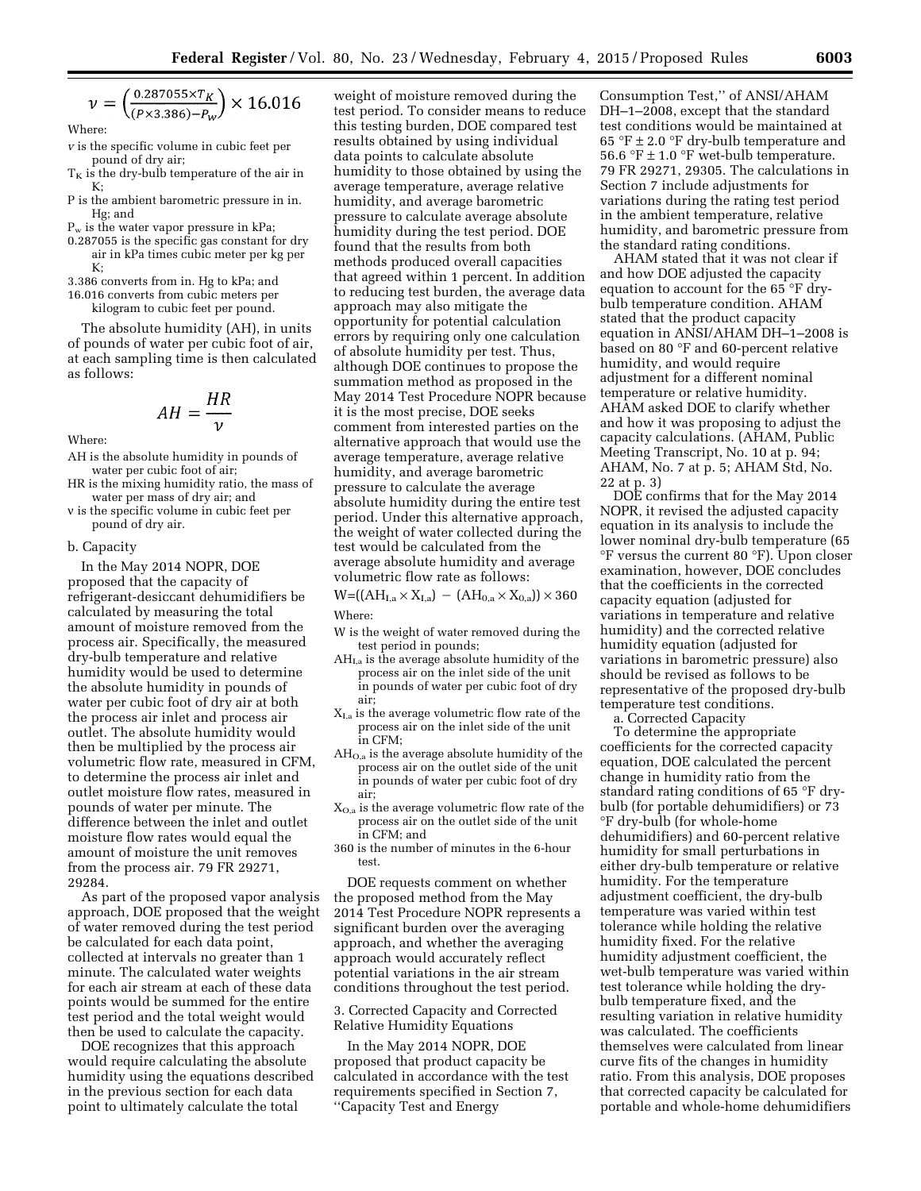$$v = \left(\frac{0.287055 \times T_K}{(P \times 3.386) - P_w}\right) \times 16.016$$

Where:

$v$ is the specific volume in cubic feet per pound of dry air;

$T_K$ is the dry-bulb temperature of the air in K;

P is the ambient barometric pressure in in. Hg; and

$P_w$ is the water vapor pressure in kPa;

0.287055 is the specific gas constant for dry air in kPa times cubic meter per kg per K;

3.386 converts from in. Hg to kPa; and

16.016 converts from cubic meters per kilogram to cubic feet per pound.

The absolute humidity (AH), in units of pounds of water per cubic foot of air, at each sampling time is then calculated as follows:

$$AH = \frac{HR}{v}$$

Where:

AH is the absolute humidity in pounds of water per cubic foot of air;

HR is the mixing humidity ratio, the mass of water per mass of dry air; and

v is the specific volume in cubic feet per pound of dry air.

b. Capacity

In the May 2014 NOPR, DOE proposed that the capacity of refrigerant-desiccant dehumidifiers be calculated by measuring the total amount of moisture removed from the process air. Specifically, the measured dry-bulb temperature and relative humidity would be used to determine the absolute humidity in pounds of water per cubic foot of dry air at both the process air inlet and process air outlet. The absolute humidity would then be multiplied by the process air volumetric flow rate, measured in CFM, to determine the process air inlet and outlet moisture flow rates, measured in pounds of water per minute. The difference between the inlet and outlet moisture flow rates would equal the amount of moisture the unit removes from the process air. 79 FR 29271, 29284.

As part of the proposed vapor analysis approach, DOE proposed that the weight of water removed during the test period be calculated for each data point, collected at intervals no greater than 1 minute. The calculated water weights for each air stream at each of these data points would be summed for the entire test period and the total weight would then be used to calculate the capacity.

DOE recognizes that this approach would require calculating the absolute humidity using the equations described in the previous section for each data point to ultimately calculate the total weight of moisture removed during the test period. To consider means to reduce this testing burden, DOE compared test results obtained by using individual data points to calculate absolute humidity to those obtained by using the average temperature, average relative humidity, and average barometric pressure to calculate average absolute humidity during the test period. DOE found that the results from both methods produced overall capacities that agreed within 1 percent. In addition to reducing test burden, the average data approach may also mitigate the opportunity for potential calculation errors by requiring only one calculation of absolute humidity per test. Thus, although DOE continues to propose the summation method as proposed in the May 2014 Test Procedure NOPR because it is the most precise, DOE seeks comment from interested parties on the alternative approach that would use the average temperature, average relative humidity, and average barometric pressure to calculate the average absolute humidity during the entire test period. Under this alternative approach, the weight of water collected during the test would be calculated from the average absolute humidity and average volumetric flow rate as follows:

$$W = ((AH_{I,a} \times X_{I,a}) - (AH_{0,a} \times X_{0,a})) \times 360$$

Where:

W is the weight of water removed during the test period in pounds;

$AH_{I,a}$ is the average absolute humidity of the process air on the inlet side of the unit in pounds of water per cubic foot of dry air;

$X_{I,a}$ is the average volumetric flow rate of the process air on the inlet side of the unit in CFM;

$AH_{O,a}$ is the average absolute humidity of the process air on the outlet side of the unit in pounds of water per cubic foot of dry air;

$X_{O,a}$ is the average volumetric flow rate of the process air on the outlet side of the unit in CFM; and

360 is the number of minutes in the 6-hour test.

DOE requests comment on whether the proposed method from the May 2014 Test Procedure NOPR represents a significant burden over the averaging approach, and whether the averaging approach would accurately reflect potential variations in the air stream conditions throughout the test period.

3. Corrected Capacity and Corrected Relative Humidity Equations

In the May 2014 NOPR, DOE proposed that product capacity be calculated in accordance with the test requirements specified in Section 7, ''Capacity Test and Energy Consumption Test,'' of ANSI/AHAM DH–1–2008, except that the standard test conditions would be maintained at 65 °F ± 2.0 °F dry-bulb temperature and 56.6 °F ± 1.0 °F wet-bulb temperature. 79 FR 29271, 29305. The calculations in Section 7 include adjustments for variations during the rating test period in the ambient temperature, relative humidity, and barometric pressure from the standard rating conditions.

AHAM stated that it was not clear if and how DOE adjusted the capacity equation to account for the 65 °F dry-bulb temperature condition. AHAM stated that the product capacity equation in ANSI/AHAM DH–1–2008 is based on 80 °F and 60-percent relative humidity, and would require adjustment for a different nominal temperature or relative humidity. AHAM asked DOE to clarify whether and how it was proposing to adjust the capacity calculations. (AHAM, Public Meeting Transcript, No. 10 at p. 94; AHAM, No. 7 at p. 5; AHAM Std, No. 22 at p. 3)

DOE confirms that for the May 2014 NOPR, it revised the adjusted capacity equation in its analysis to include the lower nominal dry-bulb temperature (65 °F versus the current 80 °F). Upon closer examination, however, DOE concludes that the coefficients in the corrected capacity equation (adjusted for variations in temperature and relative humidity) and the corrected relative humidity equation (adjusted for variations in barometric pressure) also should be revised as follows to be representative of the proposed dry-bulb temperature test conditions.

a. Corrected Capacity

To determine the appropriate coefficients for the corrected capacity equation, DOE calculated the percent change in humidity ratio from the standard rating conditions of 65 °F dry-bulb (for portable dehumidifiers) or 73 °F dry-bulb (for whole-home dehumidifiers) and 60-percent relative humidity for small perturbations in either dry-bulb temperature or relative humidity. For the temperature adjustment coefficient, the dry-bulb temperature was varied within test tolerance while holding the relative humidity fixed. For the relative humidity adjustment coefficient, the wet-bulb temperature was varied within test tolerance while holding the dry-bulb temperature fixed, and the resulting variation in relative humidity was calculated. The coefficients themselves were calculated from linear curve fits of the changes in humidity ratio. From this analysis, DOE proposes that corrected capacity be calculated for portable and whole-home dehumidifiers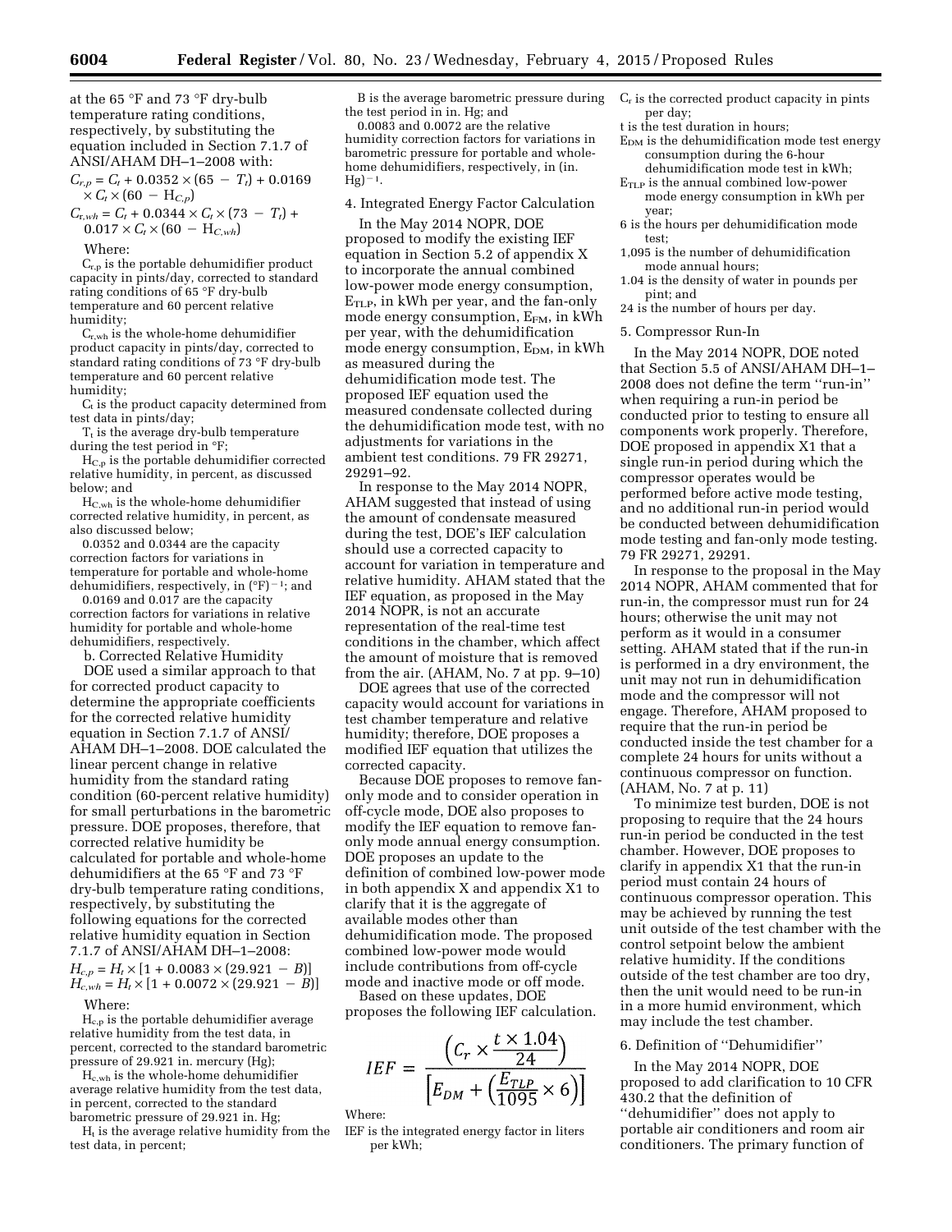at the 65 °F and 73 °F dry-bulb temperature rating conditions, respectively, by substituting the equation included in Section 7.1.7 of ANSI/AHAM DH–1–2008 with:

$C_{r,p} = C_t + 0.0352 \times (65 - T_t) + 0.0169 \times C_t \times (60 - H_{C,p})$

$C_{r,wh} = C_t + 0.0344 \times C_t \times (73 - T_t) + 0.017 \times C_t \times (60 - H_{C,wh})$

Where:

$C_{r,p}$ is the portable dehumidifier product capacity in pints/day, corrected to standard rating conditions of 65 °F dry-bulb temperature and 60 percent relative humidity;

$C_{r,wh}$ is the whole-home dehumidifier product capacity in pints/day, corrected to standard rating conditions of 73 °F dry-bulb temperature and 60 percent relative humidity;

$C_t$ is the product capacity determined from test data in pints/day;

$T_t$ is the average dry-bulb temperature during the test period in °F;

$H_{C,p}$ is the portable dehumidifier corrected relative humidity, in percent, as discussed below; and

$H_{C,wh}$ is the whole-home dehumidifier corrected relative humidity, in percent, as also discussed below;

0.0352 and 0.0344 are the capacity correction factors for variations in temperature for portable and whole-home dehumidifiers, respectively, in $(°F)^{-1}$; and

0.0169 and 0.017 are the capacity correction factors for variations in relative humidity for portable and whole-home dehumidifiers, respectively.

b. Corrected Relative Humidity

DOE used a similar approach to that for corrected product capacity to determine the appropriate coefficients for the corrected relative humidity equation in Section 7.1.7 of ANSI/AHAM DH–1–2008. DOE calculated the linear percent change in relative humidity from the standard rating condition (60-percent relative humidity) for small perturbations in the barometric pressure. DOE proposes, therefore, that corrected relative humidity be calculated for portable and whole-home dehumidifiers at the 65 °F and 73 °F dry-bulb temperature rating conditions, respectively, by substituting the following equations for the corrected relative humidity equation in Section 7.1.7 of ANSI/AHAM DH–1–2008:

$H_{c,p} = H_t \times [1 + 0.0083 \times (29.921 - B)]$

$H_{c,wh} = H_t \times [1 + 0.0072 \times (29.921 - B)]$

Where:

$H_{c,p}$ is the portable dehumidifier average relative humidity from the test data, in percent, corrected to the standard barometric pressure of 29.921 in. mercury (Hg);

$H_{c,wh}$ is the whole-home dehumidifier average relative humidity from the test data, in percent, corrected to the standard barometric pressure of 29.921 in. Hg;

$H_t$ is the average relative humidity from the test data, in percent;

B is the average barometric pressure during the test period in in. Hg; and

0.0083 and 0.0072 are the relative humidity correction factors for variations in barometric pressure for portable and whole-home dehumidifiers, respectively, in $(\text{in. Hg})^{-1}$.

4. Integrated Energy Factor Calculation

In the May 2014 NOPR, DOE proposed to modify the existing IEF equation in Section 5.2 of appendix X to incorporate the annual combined low-power mode energy consumption, $E_{TLP}$, in kWh per year, and the fan-only mode energy consumption, $E_{FM}$, in kWh per year, with the dehumidification mode energy consumption, $E_{DM}$, in kWh as measured during the dehumidification mode test. The proposed IEF equation used the measured condensate collected during the dehumidification mode test, with no adjustments for variations in the ambient test conditions. 79 FR 29271, 29291–92.

In response to the May 2014 NOPR, AHAM suggested that instead of using the amount of condensate measured during the test, DOE's IEF calculation should use a corrected capacity to account for variation in temperature and relative humidity. AHAM stated that the IEF equation, as proposed in the May 2014 NOPR, is not an accurate representation of the real-time test conditions in the chamber, which affect the amount of moisture that is removed from the air. (AHAM, No. 7 at pp. 9–10)

DOE agrees that use of the corrected capacity would account for variations in test chamber temperature and relative humidity; therefore, DOE proposes a modified IEF equation that utilizes the corrected capacity.

Because DOE proposes to remove fan-only mode and to consider operation in off-cycle mode, DOE also proposes to modify the IEF equation to remove fan-only mode annual energy consumption. DOE proposes an update to the definition of combined low-power mode in both appendix X and appendix X1 to clarify that it is the aggregate of available modes other than dehumidification mode. The proposed combined low-power mode would include contributions from off-cycle mode and inactive mode or off mode.

Based on these updates, DOE proposes the following IEF calculation.

$$IEF = \frac{\left(C_r \times \frac{t \times 1.04}{24}\right)}{\left[E_{DM} + \left(\frac{E_{TLP}}{1095} \times 6\right)\right]}$$

Where:

IEF is the integrated energy factor in liters per kWh;

$C_r$ is the corrected product capacity in pints per day;

t is the test duration in hours;

$E_{DM}$ is the dehumidification mode test energy consumption during the 6-hour dehumidification mode test in kWh;

$E_{TLP}$ is the annual combined low-power mode energy consumption in kWh per year;

6 is the hours per dehumidification mode test;

1,095 is the number of dehumidification mode annual hours;

1.04 is the density of water in pounds per pint; and

24 is the number of hours per day.

5. Compressor Run-In

In the May 2014 NOPR, DOE noted that Section 5.5 of ANSI/AHAM DH–1–2008 does not define the term ''run-in'' when requiring a run-in period be conducted prior to testing to ensure all components work properly. Therefore, DOE proposed in appendix X1 that a single run-in period during which the compressor operates would be performed before active mode testing, and no additional run-in period would be conducted between dehumidification mode testing and fan-only mode testing. 79 FR 29271, 29291.

In response to the proposal in the May 2014 NOPR, AHAM commented that for run-in, the compressor must run for 24 hours; otherwise the unit may not perform as it would in a consumer setting. AHAM stated that if the run-in is performed in a dry environment, the unit may not run in dehumidification mode and the compressor will not engage. Therefore, AHAM proposed to require that the run-in period be conducted inside the test chamber for a complete 24 hours for units without a continuous compressor on function. (AHAM, No. 7 at p. 11)

To minimize test burden, DOE is not proposing to require that the 24 hours run-in period be conducted in the test chamber. However, DOE proposes to clarify in appendix X1 that the run-in period must contain 24 hours of continuous compressor operation. This may be achieved by running the test unit outside of the test chamber with the control setpoint below the ambient relative humidity. If the conditions outside of the test chamber are too dry, then the unit would need to be run-in in a more humid environment, which may include the test chamber.

6. Definition of ''Dehumidifier''

In the May 2014 NOPR, DOE proposed to add clarification to 10 CFR 430.2 that the definition of ''dehumidifier'' does not apply to portable air conditioners and room air conditioners. The primary function of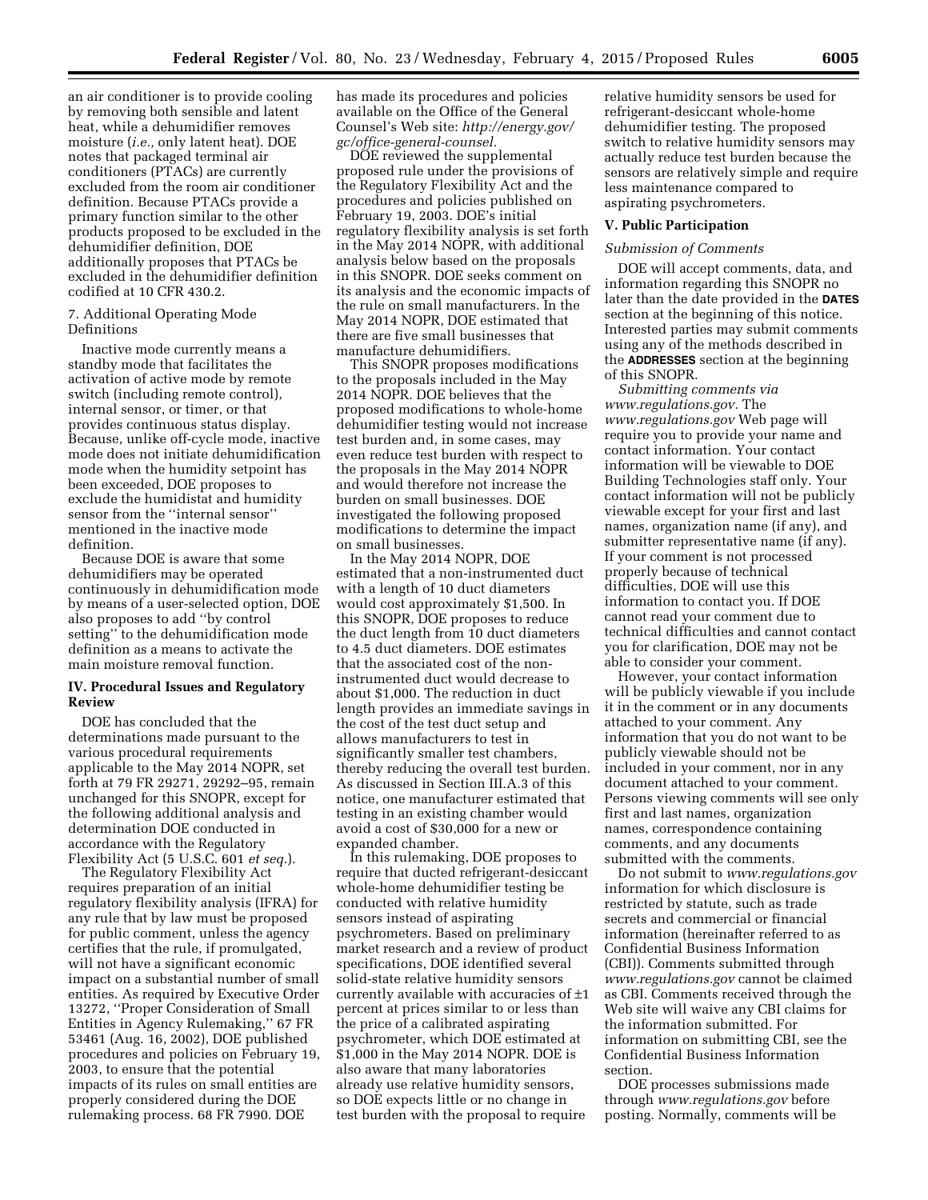an air conditioner is to provide cooling by removing both sensible and latent heat, while a dehumidifier removes moisture (*i.e.,* only latent heat). DOE notes that packaged terminal air conditioners (PTACs) are currently excluded from the room air conditioner definition. Because PTACs provide a primary function similar to the other products proposed to be excluded in the dehumidifier definition, DOE additionally proposes that PTACs be excluded in the dehumidifier definition codified at 10 CFR 430.2.

7. Additional Operating Mode Definitions

Inactive mode currently means a standby mode that facilitates the activation of active mode by remote switch (including remote control), internal sensor, or timer, or that provides continuous status display. Because, unlike off-cycle mode, inactive mode does not initiate dehumidification mode when the humidity setpoint has been exceeded, DOE proposes to exclude the humidistat and humidity sensor from the ''internal sensor'' mentioned in the inactive mode definition.

Because DOE is aware that some dehumidifiers may be operated continuously in dehumidification mode by means of a user-selected option, DOE also proposes to add ''by control setting'' to the dehumidification mode definition as a means to activate the main moisture removal function.

## IV. Procedural Issues and Regulatory Review

DOE has concluded that the determinations made pursuant to the various procedural requirements applicable to the May 2014 NOPR, set forth at 79 FR 29271, 29292–95, remain unchanged for this SNOPR, except for the following additional analysis and determination DOE conducted in accordance with the Regulatory Flexibility Act (5 U.S.C. 601 *et seq.*).

The Regulatory Flexibility Act requires preparation of an initial regulatory flexibility analysis (IFRA) for any rule that by law must be proposed for public comment, unless the agency certifies that the rule, if promulgated, will not have a significant economic impact on a substantial number of small entities. As required by Executive Order 13272, ''Proper Consideration of Small Entities in Agency Rulemaking,'' 67 FR 53461 (Aug. 16, 2002), DOE published procedures and policies on February 19, 2003, to ensure that the potential impacts of its rules on small entities are properly considered during the DOE rulemaking process. 68 FR 7990. DOE has made its procedures and policies available on the Office of the General Counsel's Web site: *http://energy.gov/gc/office-general-counsel.*

DOE reviewed the supplemental proposed rule under the provisions of the Regulatory Flexibility Act and the procedures and policies published on February 19, 2003. DOE's initial regulatory flexibility analysis is set forth in the May 2014 NOPR, with additional analysis below based on the proposals in this SNOPR. DOE seeks comment on its analysis and the economic impacts of the rule on small manufacturers. In the May 2014 NOPR, DOE estimated that there are five small businesses that manufacture dehumidifiers.

This SNOPR proposes modifications to the proposals included in the May 2014 NOPR. DOE believes that the proposed modifications to whole-home dehumidifier testing would not increase test burden and, in some cases, may even reduce test burden with respect to the proposals in the May 2014 NOPR and would therefore not increase the burden on small businesses. DOE investigated the following proposed modifications to determine the impact on small businesses.

In the May 2014 NOPR, DOE estimated that a non-instrumented duct with a length of 10 duct diameters would cost approximately $1,500. In this SNOPR, DOE proposes to reduce the duct length from 10 duct diameters to 4.5 duct diameters. DOE estimates that the associated cost of the non-instrumented duct would decrease to about $1,000. The reduction in duct length provides an immediate savings in the cost of the test duct setup and allows manufacturers to test in significantly smaller test chambers, thereby reducing the overall test burden. As discussed in Section III.A.3 of this notice, one manufacturer estimated that testing in an existing chamber would avoid a cost of $30,000 for a new or expanded chamber.

In this rulemaking, DOE proposes to require that ducted refrigerant-desiccant whole-home dehumidifier testing be conducted with relative humidity sensors instead of aspirating psychrometers. Based on preliminary market research and a review of product specifications, DOE identified several solid-state relative humidity sensors currently available with accuracies of ±1 percent at prices similar to or less than the price of a calibrated aspirating psychrometer, which DOE estimated at $1,000 in the May 2014 NOPR. DOE is also aware that many laboratories already use relative humidity sensors, so DOE expects little or no change in test burden with the proposal to require relative humidity sensors be used for refrigerant-desiccant whole-home dehumidifier testing. The proposed switch to relative humidity sensors may actually reduce test burden because the sensors are relatively simple and require less maintenance compared to aspirating psychrometers.

## V. Public Participation

*Submission of Comments*

DOE will accept comments, data, and information regarding this SNOPR no later than the date provided in the **DATES** section at the beginning of this notice. Interested parties may submit comments using any of the methods described in the **ADDRESSES** section at the beginning of this SNOPR.

*Submitting comments via www.regulations.gov.* The *www.regulations.gov* Web page will require you to provide your name and contact information. Your contact information will be viewable to DOE Building Technologies staff only. Your contact information will not be publicly viewable except for your first and last names, organization name (if any), and submitter representative name (if any). If your comment is not processed properly because of technical difficulties, DOE will use this information to contact you. If DOE cannot read your comment due to technical difficulties and cannot contact you for clarification, DOE may not be able to consider your comment.

However, your contact information will be publicly viewable if you include it in the comment or in any documents attached to your comment. Any information that you do not want to be publicly viewable should not be included in your comment, nor in any document attached to your comment. Persons viewing comments will see only first and last names, organization names, correspondence containing comments, and any documents submitted with the comments.

Do not submit to *www.regulations.gov* information for which disclosure is restricted by statute, such as trade secrets and commercial or financial information (hereinafter referred to as Confidential Business Information (CBI)). Comments submitted through *www.regulations.gov* cannot be claimed as CBI. Comments received through the Web site will waive any CBI claims for the information submitted. For information on submitting CBI, see the Confidential Business Information section.

DOE processes submissions made through *www.regulations.gov* before posting. Normally, comments will be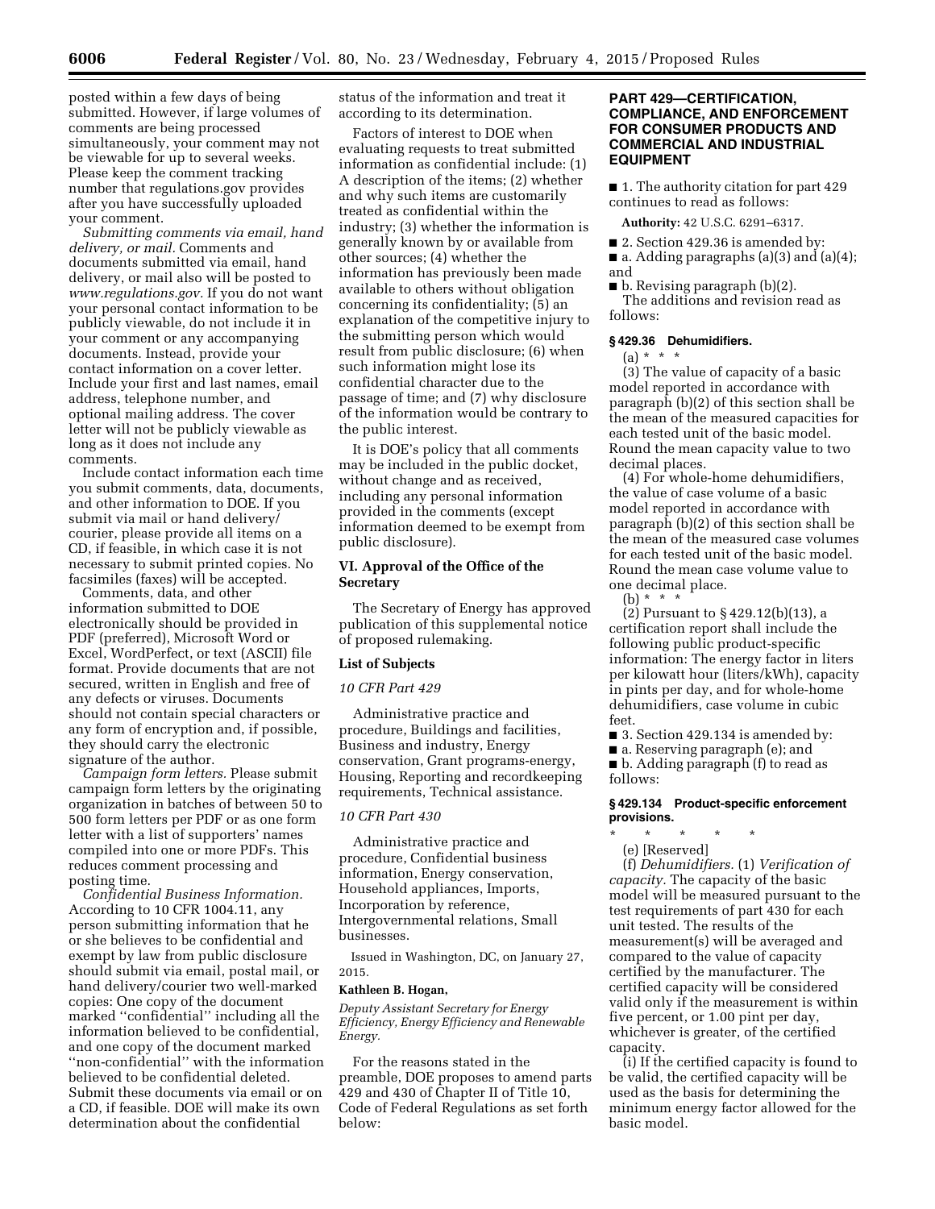posted within a few days of being submitted. However, if large volumes of comments are being processed simultaneously, your comment may not be viewable for up to several weeks. Please keep the comment tracking number that regulations.gov provides after you have successfully uploaded your comment.

*Submitting comments via email, hand delivery, or mail.* Comments and documents submitted via email, hand delivery, or mail also will be posted to *www.regulations.gov.* If you do not want your personal contact information to be publicly viewable, do not include it in your comment or any accompanying documents. Instead, provide your contact information on a cover letter. Include your first and last names, email address, telephone number, and optional mailing address. The cover letter will not be publicly viewable as long as it does not include any comments.

Include contact information each time you submit comments, data, documents, and other information to DOE. If you submit via mail or hand delivery/courier, please provide all items on a CD, if feasible, in which case it is not necessary to submit printed copies. No facsimiles (faxes) will be accepted.

Comments, data, and other information submitted to DOE electronically should be provided in PDF (preferred), Microsoft Word or Excel, WordPerfect, or text (ASCII) file format. Provide documents that are not secured, written in English and free of any defects or viruses. Documents should not contain special characters or any form of encryption and, if possible, they should carry the electronic signature of the author.

*Campaign form letters.* Please submit campaign form letters by the originating organization in batches of between 50 to 500 form letters per PDF or as one form letter with a list of supporters' names compiled into one or more PDFs. This reduces comment processing and posting time.

*Confidential Business Information.* According to 10 CFR 1004.11, any person submitting information that he or she believes to be confidential and exempt by law from public disclosure should submit via email, postal mail, or hand delivery/courier two well-marked copies: One copy of the document marked "confidential" including all the information believed to be confidential, and one copy of the document marked "non-confidential" with the information believed to be confidential deleted. Submit these documents via email or on a CD, if feasible. DOE will make its own determination about the confidential status of the information and treat it according to its determination.

Factors of interest to DOE when evaluating requests to treat submitted information as confidential include: (1) A description of the items; (2) whether and why such items are customarily treated as confidential within the industry; (3) whether the information is generally known by or available from other sources; (4) whether the information has previously been made available to others without obligation concerning its confidentiality; (5) an explanation of the competitive injury to the submitting person which would result from public disclosure; (6) when such information might lose its confidential character due to the passage of time; and (7) why disclosure of the information would be contrary to the public interest.

It is DOE's policy that all comments may be included in the public docket, without change and as received, including any personal information provided in the comments (except information deemed to be exempt from public disclosure).

## VI. Approval of the Office of the Secretary

The Secretary of Energy has approved publication of this supplemental notice of proposed rulemaking.

### List of Subjects

*10 CFR Part 429*

Administrative practice and procedure, Buildings and facilities, Business and industry, Energy conservation, Grant programs-energy, Housing, Reporting and recordkeeping requirements, Technical assistance.

*10 CFR Part 430*

Administrative practice and procedure, Confidential business information, Energy conservation, Household appliances, Imports, Incorporation by reference, Intergovernmental relations, Small businesses.

Issued in Washington, DC, on January 27, 2015.

**Kathleen B. Hogan,**

*Deputy Assistant Secretary for Energy Efficiency, Energy Efficiency and Renewable Energy.*

For the reasons stated in the preamble, DOE proposes to amend parts 429 and 430 of Chapter II of Title 10, Code of Federal Regulations as set forth below:

## PART 429—CERTIFICATION, COMPLIANCE, AND ENFORCEMENT FOR CONSUMER PRODUCTS AND COMMERCIAL AND INDUSTRIAL EQUIPMENT

■ 1. The authority citation for part 429 continues to read as follows:

**Authority:** 42 U.S.C. 6291–6317.

■ 2. Section 429.36 is amended by:

■ a. Adding paragraphs (a)(3) and (a)(4); and

■ b. Revising paragraph (b)(2).

The additions and revision read as follows:

### § 429.36 Dehumidifiers.

(a) * * *

(3) The value of capacity of a basic model reported in accordance with paragraph (b)(2) of this section shall be the mean of the measured capacities for each tested unit of the basic model. Round the mean capacity value to two decimal places.

(4) For whole-home dehumidifiers, the value of case volume of a basic model reported in accordance with paragraph (b)(2) of this section shall be the mean of the measured case volumes for each tested unit of the basic model. Round the mean case volume value to one decimal place.

(b) * * *

(2) Pursuant to § 429.12(b)(13), a certification report shall include the following public product-specific information: The energy factor in liters per kilowatt hour (liters/kWh), capacity in pints per day, and for whole-home dehumidifiers, case volume in cubic feet.

■ 3. Section 429.134 is amended by:

■ a. Reserving paragraph (e); and

■ b. Adding paragraph (f) to read as follows:

### § 429.134 Product-specific enforcement provisions.

\* \* \* \* \*

(e) [Reserved]

(f) *Dehumidifiers.* (1) *Verification of capacity.* The capacity of the basic model will be measured pursuant to the test requirements of part 430 for each unit tested. The results of the measurement(s) will be averaged and compared to the value of capacity certified by the manufacturer. The certified capacity will be considered valid only if the measurement is within five percent, or 1.00 pint per day, whichever is greater, of the certified capacity.

(i) If the certified capacity is found to be valid, the certified capacity will be used as the basis for determining the minimum energy factor allowed for the basic model.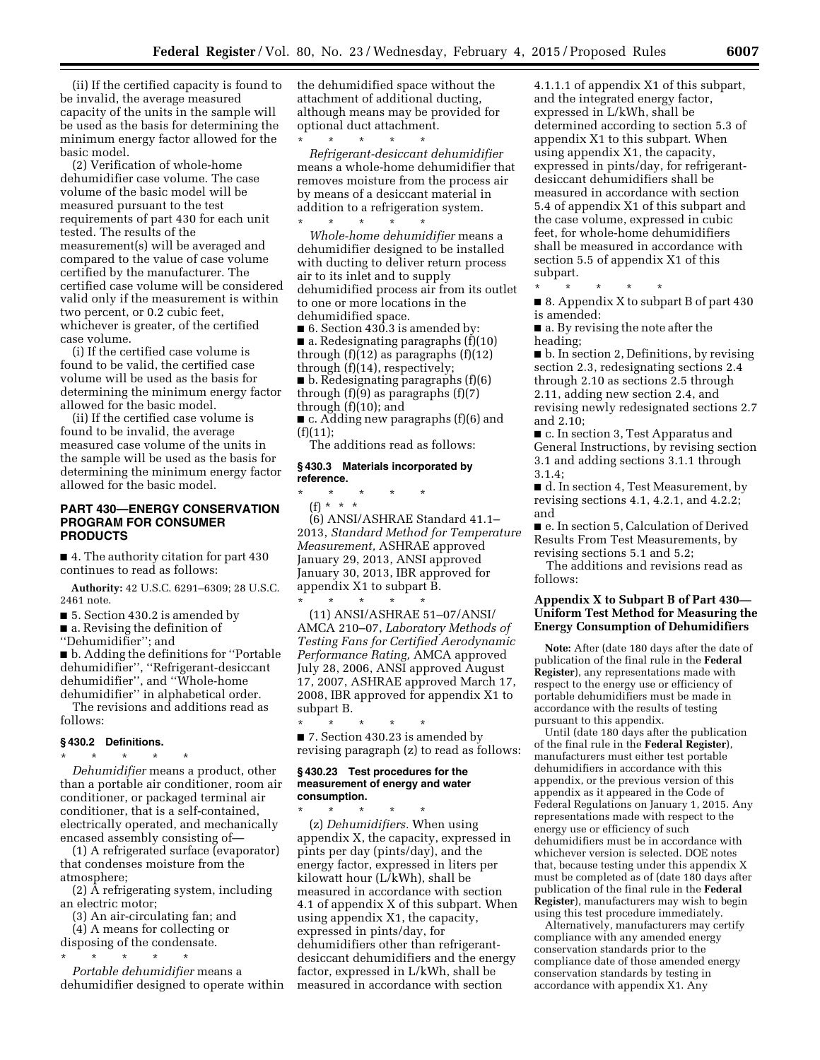(ii) If the certified capacity is found to be invalid, the average measured capacity of the units in the sample will be used as the basis for determining the minimum energy factor allowed for the basic model.

(2) Verification of whole-home dehumidifier case volume. The case volume of the basic model will be measured pursuant to the test requirements of part 430 for each unit tested. The results of the measurement(s) will be averaged and compared to the value of case volume certified by the manufacturer. The certified case volume will be considered valid only if the measurement is within two percent, or 0.2 cubic feet, whichever is greater, of the certified case volume.

(i) If the certified case volume is found to be valid, the certified case volume will be used as the basis for determining the minimum energy factor allowed for the basic model.

(ii) If the certified case volume is found to be invalid, the average measured case volume of the units in the sample will be used as the basis for determining the minimum energy factor allowed for the basic model.

## PART 430—ENERGY CONSERVATION PROGRAM FOR CONSUMER PRODUCTS

■ 4. The authority citation for part 430 continues to read as follows:

**Authority:** 42 U.S.C. 6291–6309; 28 U.S.C. 2461 note.

■ 5. Section 430.2 is amended by

■ a. Revising the definition of ''Dehumidifier''; and

■ b. Adding the definitions for ''Portable dehumidifier'', ''Refrigerant-desiccant dehumidifier'', and ''Whole-home dehumidifier'' in alphabetical order.

The revisions and additions read as follows:

### § 430.2 Definitions.

\* \* \* \* \*

*Dehumidifier* means a product, other than a portable air conditioner, room air conditioner, or packaged terminal air conditioner, that is a self-contained, electrically operated, and mechanically encased assembly consisting of—

(1) A refrigerated surface (evaporator) that condenses moisture from the atmosphere;

(2) A refrigerating system, including an electric motor;

(3) An air-circulating fan; and

(4) A means for collecting or disposing of the condensate.

\* \* \* \* \*

*Portable dehumidifier* means a dehumidifier designed to operate within the dehumidified space without the attachment of additional ducting, although means may be provided for optional duct attachment.

\* \* \* \* \*

*Refrigerant-desiccant dehumidifier* means a whole-home dehumidifier that removes moisture from the process air by means of a desiccant material in addition to a refrigeration system.

\* \* \* \* \*

*Whole-home dehumidifier* means a dehumidifier designed to be installed with ducting to deliver return process air to its inlet and to supply dehumidified process air from its outlet to one or more locations in the dehumidified space.

■ 6. Section 430.3 is amended by:

■ a. Redesignating paragraphs (f)(10) through (f)(12) as paragraphs (f)(12) through (f)(14), respectively;

■ b. Redesignating paragraphs (f)(6) through (f)(9) as paragraphs (f)(7) through (f)(10); and

■ c. Adding new paragraphs (f)(6) and (f)(11);

The additions read as follows:

### § 430.3 Materials incorporated by reference.

\* \* \* \* \*

(f) \* \* \*

(6) ANSI/ASHRAE Standard 41.1–2013, *Standard Method for Temperature Measurement,* ASHRAE approved January 29, 2013, ANSI approved January 30, 2013, IBR approved for appendix X1 to subpart B.

\* \* \* \* \*

(11) ANSI/ASHRAE 51–07/ANSI/AMCA 210–07, *Laboratory Methods of Testing Fans for Certified Aerodynamic Performance Rating,* AMCA approved July 28, 2006, ANSI approved August 17, 2007, ASHRAE approved March 17, 2008, IBR approved for appendix X1 to subpart B.

\* \* \* \* \*

■ 7. Section 430.23 is amended by revising paragraph (z) to read as follows:

### § 430.23 Test procedures for the measurement of energy and water consumption.

\* \* \* \* \*

(z) *Dehumidifiers.* When using appendix X, the capacity, expressed in pints per day (pints/day), and the energy factor, expressed in liters per kilowatt hour (L/kWh), shall be measured in accordance with section 4.1 of appendix X of this subpart. When using appendix X1, the capacity, expressed in pints/day, for dehumidifiers other than refrigerant-desiccant dehumidifiers and the energy factor, expressed in L/kWh, shall be measured in accordance with section 4.1.1.1 of appendix X1 of this subpart, and the integrated energy factor, expressed in L/kWh, shall be determined according to section 5.3 of appendix X1 to this subpart. When using appendix X1, the capacity, expressed in pints/day, for refrigerant-desiccant dehumidifiers shall be measured in accordance with section 5.4 of appendix X1 of this subpart and the case volume, expressed in cubic feet, for whole-home dehumidifiers shall be measured in accordance with section 5.5 of appendix X1 of this subpart.

\* \* \* \* \*

■ 8. Appendix X to subpart B of part 430 is amended:

■ a. By revising the note after the heading;

■ b. In section 2, Definitions, by revising section 2.3, redesignating sections 2.4 through 2.10 as sections 2.5 through 2.11, adding new section 2.4, and revising newly redesignated sections 2.7 and 2.10;

■ c. In section 3, Test Apparatus and General Instructions, by revising section 3.1 and adding sections 3.1.1 through 3.1.4;

■ d. In section 4, Test Measurement, by revising sections 4.1, 4.2.1, and 4.2.2; and

■ e. In section 5, Calculation of Derived Results From Test Measurements, by revising sections 5.1 and 5.2;

The additions and revisions read as follows:

### Appendix X to Subpart B of Part 430—Uniform Test Method for Measuring the Energy Consumption of Dehumidifiers

**Note:** After (date 180 days after the date of publication of the final rule in the **Federal Register**), any representations made with respect to the energy use or efficiency of portable dehumidifiers must be made in accordance with the results of testing pursuant to this appendix.

Until (date 180 days after the publication of the final rule in the **Federal Register**), manufacturers must either test portable dehumidifiers in accordance with this appendix, or the previous version of this appendix as it appeared in the Code of Federal Regulations on January 1, 2015. Any representations made with respect to the energy use or efficiency of such dehumidifiers must be in accordance with whichever version is selected. DOE notes that, because testing under this appendix X must be completed as of (date 180 days after publication of the final rule in the **Federal Register**), manufacturers may wish to begin using this test procedure immediately.

Alternatively, manufacturers may certify compliance with any amended energy conservation standards prior to the compliance date of those amended energy conservation standards by testing in accordance with appendix X1. Any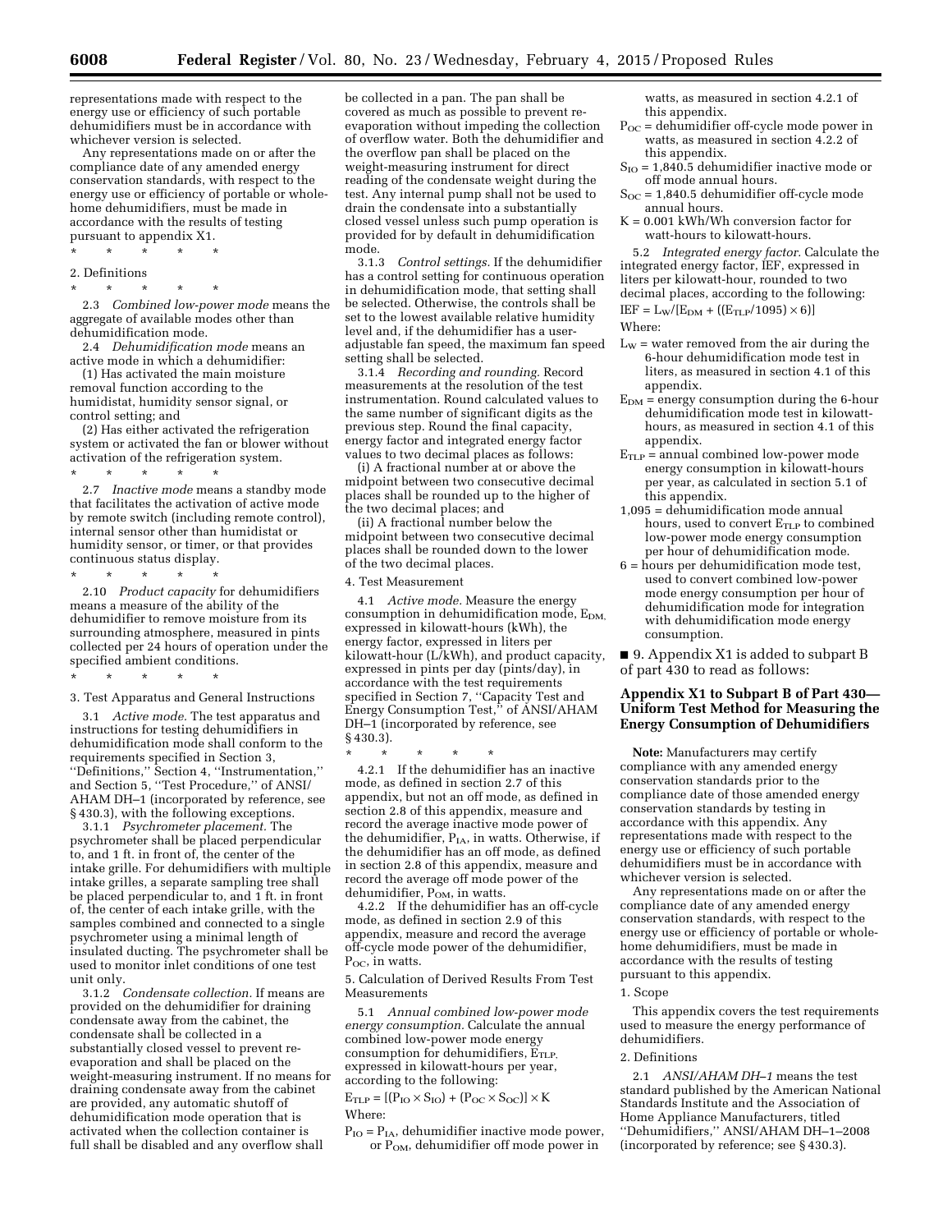representations made with respect to the energy use or efficiency of such portable dehumidifiers must be in accordance with whichever version is selected.

Any representations made on or after the compliance date of any amended energy conservation standards, with respect to the energy use or efficiency of portable or whole-home dehumidifiers, must be made in accordance with the results of testing pursuant to appendix X1.

\* \* \* \* \*

2. Definitions

\* \* \* \* \*

2.3 *Combined low-power mode* means the aggregate of available modes other than dehumidification mode.

2.4 *Dehumidification mode* means an active mode in which a dehumidifier:

(1) Has activated the main moisture removal function according to the humidistat, humidity sensor signal, or control setting; and

(2) Has either activated the refrigeration system or activated the fan or blower without activation of the refrigeration system.

\* \* \* \* \*

2.7 *Inactive mode* means a standby mode that facilitates the activation of active mode by remote switch (including remote control), internal sensor other than humidistat or humidity sensor, or timer, or that provides continuous status display.

\* \* \* \* \*

2.10 *Product capacity* for dehumidifiers means a measure of the ability of the dehumidifier to remove moisture from its surrounding atmosphere, measured in pints collected per 24 hours of operation under the specified ambient conditions.

\* \* \* \* \*

3. Test Apparatus and General Instructions

3.1 *Active mode.* The test apparatus and instructions for testing dehumidifiers in dehumidification mode shall conform to the requirements specified in Section 3, ''Definitions,'' Section 4, ''Instrumentation,'' and Section 5, ''Test Procedure,'' of ANSI/AHAM DH–1 (incorporated by reference, see § 430.3), with the following exceptions.

3.1.1 *Psychrometer placement.* The psychrometer shall be placed perpendicular to, and 1 ft. in front of, the center of the intake grille. For dehumidifiers with multiple intake grilles, a separate sampling tree shall be placed perpendicular to, and 1 ft. in front of, the center of each intake grille, with the samples combined and connected to a single psychrometer using a minimal length of insulated ducting. The psychrometer shall be used to monitor inlet conditions of one test unit only.

3.1.2 *Condensate collection.* If means are provided on the dehumidifier for draining condensate away from the cabinet, the condensate shall be collected in a substantially closed vessel to prevent re-evaporation and shall be placed on the weight-measuring instrument. If no means for draining condensate away from the cabinet are provided, any automatic shutoff of dehumidification mode operation that is activated when the collection container is full shall be disabled and any overflow shall be collected in a pan. The pan shall be covered as much as possible to prevent re-evaporation without impeding the collection of overflow water. Both the dehumidifier and the overflow pan shall be placed on the weight-measuring instrument for direct reading of the condensate weight during the test. Any internal pump shall not be used to drain the condensate into a substantially closed vessel unless such pump operation is provided for by default in dehumidification mode.

3.1.3 *Control settings.* If the dehumidifier has a control setting for continuous operation in dehumidification mode, that setting shall be selected. Otherwise, the controls shall be set to the lowest available relative humidity level and, if the dehumidifier has a user-adjustable fan speed, the maximum fan speed setting shall be selected.

3.1.4 *Recording and rounding.* Record measurements at the resolution of the test instrumentation. Round calculated values to the same number of significant digits as the previous step. Round the final capacity, energy factor and integrated energy factor values to two decimal places as follows:

(i) A fractional number at or above the midpoint between two consecutive decimal places shall be rounded up to the higher of the two decimal places; and

(ii) A fractional number below the midpoint between two consecutive decimal places shall be rounded down to the lower of the two decimal places.

4. Test Measurement

4.1 *Active mode.* Measure the energy consumption in dehumidification mode, $E_{DM}$, expressed in kilowatt-hours (kWh), the energy factor, expressed in liters per kilowatt-hour (L/kWh), and product capacity, expressed in pints per day (pints/day), in accordance with the test requirements specified in Section 7, ''Capacity Test and Energy Consumption Test,'' of ANSI/AHAM DH–1 (incorporated by reference, see § 430.3).

\* \* \* \* \*

4.2.1 If the dehumidifier has an inactive mode, as defined in section 2.7 of this appendix, but not an off mode, as defined in section 2.8 of this appendix, measure and record the average inactive mode power of the dehumidifier, $P_{IA}$, in watts. Otherwise, if the dehumidifier has an off mode, as defined in section 2.8 of this appendix, measure and record the average off mode power of the dehumidifier, $P_{OM}$, in watts.

4.2.2 If the dehumidifier has an off-cycle mode, as defined in section 2.9 of this appendix, measure and record the average off-cycle mode power of the dehumidifier, $P_{OC}$, in watts.

5. Calculation of Derived Results From Test Measurements

5.1 *Annual combined low-power mode energy consumption.* Calculate the annual combined low-power mode energy consumption for dehumidifiers, $E_{TLP}$, expressed in kilowatt-hours per year, according to the following:

$$E_{TLP} = [(P_{IO} \times S_{IO}) + (P_{OC} \times S_{OC})] \times K$$

Where:

$P_{IO} = P_{IA}$, dehumidifier inactive mode power, or $P_{OM}$, dehumidifier off mode power in watts, as measured in section 4.2.1 of this appendix.

$P_{OC}$ = dehumidifier off-cycle mode power in watts, as measured in section 4.2.2 of this appendix.

$S_{IO}$ = 1,840.5 dehumidifier inactive mode or off mode annual hours.

$S_{OC}$ = 1,840.5 dehumidifier off-cycle mode annual hours.

K = 0.001 kWh/Wh conversion factor for watt-hours to kilowatt-hours.

5.2 *Integrated energy factor.* Calculate the integrated energy factor, IEF, expressed in liters per kilowatt-hour, rounded to two decimal places, according to the following:

$$IEF = L_W/[E_{DM} + ((E_{TLP}/1095) \times 6)]$$

Where:

$L_W$ = water removed from the air during the 6-hour dehumidification mode test in liters, as measured in section 4.1 of this appendix.

$E_{DM}$ = energy consumption during the 6-hour dehumidification mode test in kilowatt-hours, as measured in section 4.1 of this appendix.

$E_{TLP}$ = annual combined low-power mode energy consumption in kilowatt-hours per year, as calculated in section 5.1 of this appendix.

1,095 = dehumidification mode annual hours, used to convert $E_{TLP}$ to combined low-power mode energy consumption per hour of dehumidification mode.

6 = hours per dehumidification mode test, used to convert combined low-power mode energy consumption per hour of dehumidification mode for integration with dehumidification mode energy consumption.

■ 9. Appendix X1 is added to subpart B of part 430 to read as follows:

## Appendix X1 to Subpart B of Part 430—Uniform Test Method for Measuring the Energy Consumption of Dehumidifiers

**Note:** Manufacturers may certify compliance with any amended energy conservation standards prior to the compliance date of those amended energy conservation standards by testing in accordance with this appendix. Any representations made with respect to the energy use or efficiency of such portable dehumidifiers must be in accordance with whichever version is selected.

Any representations made on or after the compliance date of any amended energy conservation standards, with respect to the energy use or efficiency of portable or whole-home dehumidifiers, must be made in accordance with the results of testing pursuant to this appendix.

1. Scope

This appendix covers the test requirements used to measure the energy performance of dehumidifiers.

2. Definitions

2.1 *ANSI/AHAM DH–1* means the test standard published by the American National Standards Institute and the Association of Home Appliance Manufacturers, titled ''Dehumidifiers,'' ANSI/AHAM DH–1–2008 (incorporated by reference; see § 430.3).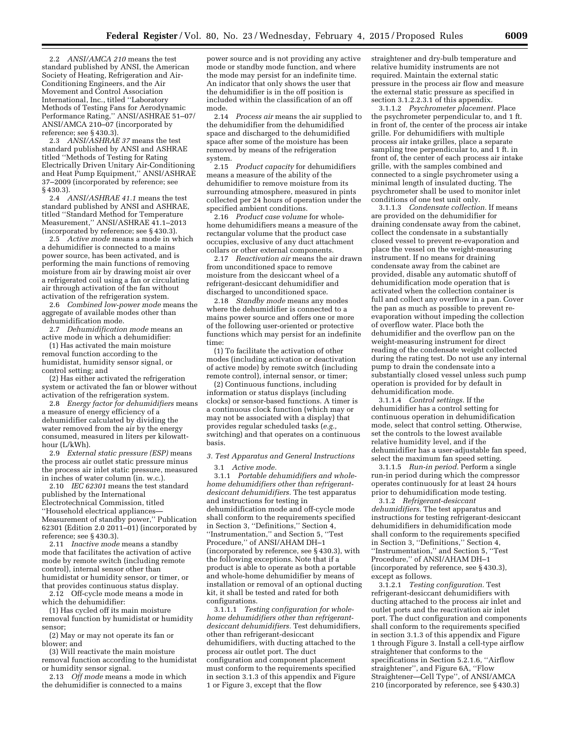2.2 *ANSI/AMCA 210* means the test standard published by ANSI, the American Society of Heating, Refrigeration and Air-Conditioning Engineers, and the Air Movement and Control Association International, Inc., titled "Laboratory Methods of Testing Fans for Aerodynamic Performance Rating," ANSI/ASHRAE 51–07/ANSI/AMCA 210–07 (incorporated by reference; see § 430.3).

2.3 *ANSI/ASHRAE 37* means the test standard published by ANSI and ASHRAE titled "Methods of Testing for Rating Electrically Driven Unitary Air-Conditioning and Heat Pump Equipment," ANSI/ASHRAE 37–2009 (incorporated by reference; see § 430.3).

2.4 *ANSI/ASHRAE 41.1* means the test standard published by ANSI and ASHRAE, titled "Standard Method for Temperature Measurement," ANSI/ASHRAE 41.1–2013 (incorporated by reference; see § 430.3).

2.5 *Active mode* means a mode in which a dehumidifier is connected to a mains power source, has been activated, and is performing the main functions of removing moisture from air by drawing moist air over a refrigerated coil using a fan or circulating air through activation of the fan without activation of the refrigeration system.

2.6 *Combined low-power mode* means the aggregate of available modes other than dehumidification mode.

2.7 *Dehumidification mode* means an active mode in which a dehumidifier:

(1) Has activated the main moisture removal function according to the humidistat, humidity sensor signal, or control setting; and

(2) Has either activated the refrigeration system or activated the fan or blower without activation of the refrigeration system.

2.8 *Energy factor for dehumidifiers* means a measure of energy efficiency of a dehumidifier calculated by dividing the water removed from the air by the energy consumed, measured in liters per kilowatt-hour (L/kWh).

2.9 *External static pressure (ESP)* means the process air outlet static pressure minus the process air inlet static pressure, measured in inches of water column (in. w.c.).

2.10 *IEC 62301* means the test standard published by the International Electrotechnical Commission, titled "Household electrical appliances—Measurement of standby power," Publication 62301 (Edition 2.0 2011–01) (incorporated by reference; see § 430.3).

2.11 *Inactive mode* means a standby mode that facilitates the activation of active mode by remote switch (including remote control), internal sensor other than humidistat or humidity sensor, or timer, or that provides continuous status display.

2.12 Off-cycle mode means a mode in which the dehumidifier:

(1) Has cycled off its main moisture removal function by humidistat or humidity sensor;

(2) May or may not operate its fan or blower; and

(3) Will reactivate the main moisture removal function according to the humidistat or humidity sensor signal.

2.13 *Off mode* means a mode in which the dehumidifier is connected to a mains power source and is not providing any active mode or standby mode function, and where the mode may persist for an indefinite time. An indicator that only shows the user that the dehumidifier is in the off position is included within the classification of an off mode.

2.14 *Process air* means the air supplied to the dehumidifier from the dehumidified space and discharged to the dehumidified space after some of the moisture has been removed by means of the refrigeration system.

2.15 *Product capacity* for dehumidifiers means a measure of the ability of the dehumidifier to remove moisture from its surrounding atmosphere, measured in pints collected per 24 hours of operation under the specified ambient conditions.

2.16 *Product case volume* for whole-home dehumidifiers means a measure of the rectangular volume that the product case occupies, exclusive of any duct attachment collars or other external components.

2.17 *Reactivation air* means the air drawn from unconditioned space to remove moisture from the desiccant wheel of a refrigerant-desiccant dehumidifier and discharged to unconditioned space.

2.18 *Standby mode* means any modes where the dehumidifier is connected to a mains power source and offers one or more of the following user-oriented or protective functions which may persist for an indefinite time:

(1) To facilitate the activation of other modes (including activation or deactivation of active mode) by remote switch (including remote control), internal sensor, or timer;

(2) Continuous functions, including information or status displays (including clocks) or sensor-based functions. A timer is a continuous clock function (which may or may not be associated with a display) that provides regular scheduled tasks (*e.g.,* switching) and that operates on a continuous basis.

*3. Test Apparatus and General Instructions*

3.1 *Active mode.*

3.1.1 *Portable dehumidifiers and whole-home dehumidifiers other than refrigerant-desiccant dehumidifiers.* The test apparatus and instructions for testing in dehumidification mode and off-cycle mode shall conform to the requirements specified in Section 3, "Definitions," Section 4, "Instrumentation," and Section 5, "Test Procedure," of ANSI/AHAM DH–1 (incorporated by reference, see § 430.3), with the following exceptions. Note that if a product is able to operate as both a portable and whole-home dehumidifier by means of installation or removal of an optional ducting kit, it shall be tested and rated for both configurations.

3.1.1.1 *Testing configuration for whole-home dehumidifiers other than refrigerant-desiccant dehumidifiers.* Test dehumidifiers, other than refrigerant-desiccant dehumidifiers, with ducting attached to the process air outlet port. The duct configuration and component placement must conform to the requirements specified in section 3.1.3 of this appendix and Figure 1 or Figure 3, except that the flow straightener and dry-bulb temperature and relative humidity instruments are not required. Maintain the external static pressure in the process air flow and measure the external static pressure as specified in section 3.1.2.2.3.1 of this appendix.

3.1.1.2 *Psychrometer placement.* Place the psychrometer perpendicular to, and 1 ft. in front of, the center of the process air intake grille. For dehumidifiers with multiple process air intake grilles, place a separate sampling tree perpendicular to, and 1 ft. in front of, the center of each process air intake grille, with the samples combined and connected to a single psychrometer using a minimal length of insulated ducting. The psychrometer shall be used to monitor inlet conditions of one test unit only.

3.1.1.3 *Condensate collection.* If means are provided on the dehumidifier for draining condensate away from the cabinet, collect the condensate in a substantially closed vessel to prevent re-evaporation and place the vessel on the weight-measuring instrument. If no means for draining condensate away from the cabinet are provided, disable any automatic shutoff of dehumidification mode operation that is activated when the collection container is full and collect any overflow in a pan. Cover the pan as much as possible to prevent re-evaporation without impeding the collection of overflow water. Place both the dehumidifier and the overflow pan on the weight-measuring instrument for direct reading of the condensate weight collected during the rating test. Do not use any internal pump to drain the condensate into a substantially closed vessel unless such pump operation is provided for by default in dehumidification mode.

3.1.1.4 *Control settings.* If the dehumidifier has a control setting for continuous operation in dehumidification mode, select that control setting. Otherwise, set the controls to the lowest available relative humidity level, and if the dehumidifier has a user-adjustable fan speed, select the maximum fan speed setting.

3.1.1.5 *Run-in period.* Perform a single run-in period during which the compressor operates continuously for at least 24 hours prior to dehumidification mode testing.

3.1.2 *Refrigerant-desiccant dehumidifiers.* The test apparatus and instructions for testing refrigerant-desiccant dehumidifiers in dehumidification mode shall conform to the requirements specified in Section 3, "Definitions," Section 4, "Instrumentation," and Section 5, "Test Procedure," of ANSI/AHAM DH–1 (incorporated by reference, see § 430.3), except as follows.

3.1.2.1 *Testing configuration.* Test refrigerant-desiccant dehumidifiers with ducting attached to the process air inlet and outlet ports and the reactivation air inlet port. The duct configuration and components shall conform to the requirements specified in section 3.1.3 of this appendix and Figure 1 through Figure 3. Install a cell-type airflow straightener that conforms to the specifications in Section 5.2.1.6, "Airflow straightener", and Figure 6A, "Flow Straightener—Cell Type", of ANSI/AMCA 210 (incorporated by reference, see § 430.3)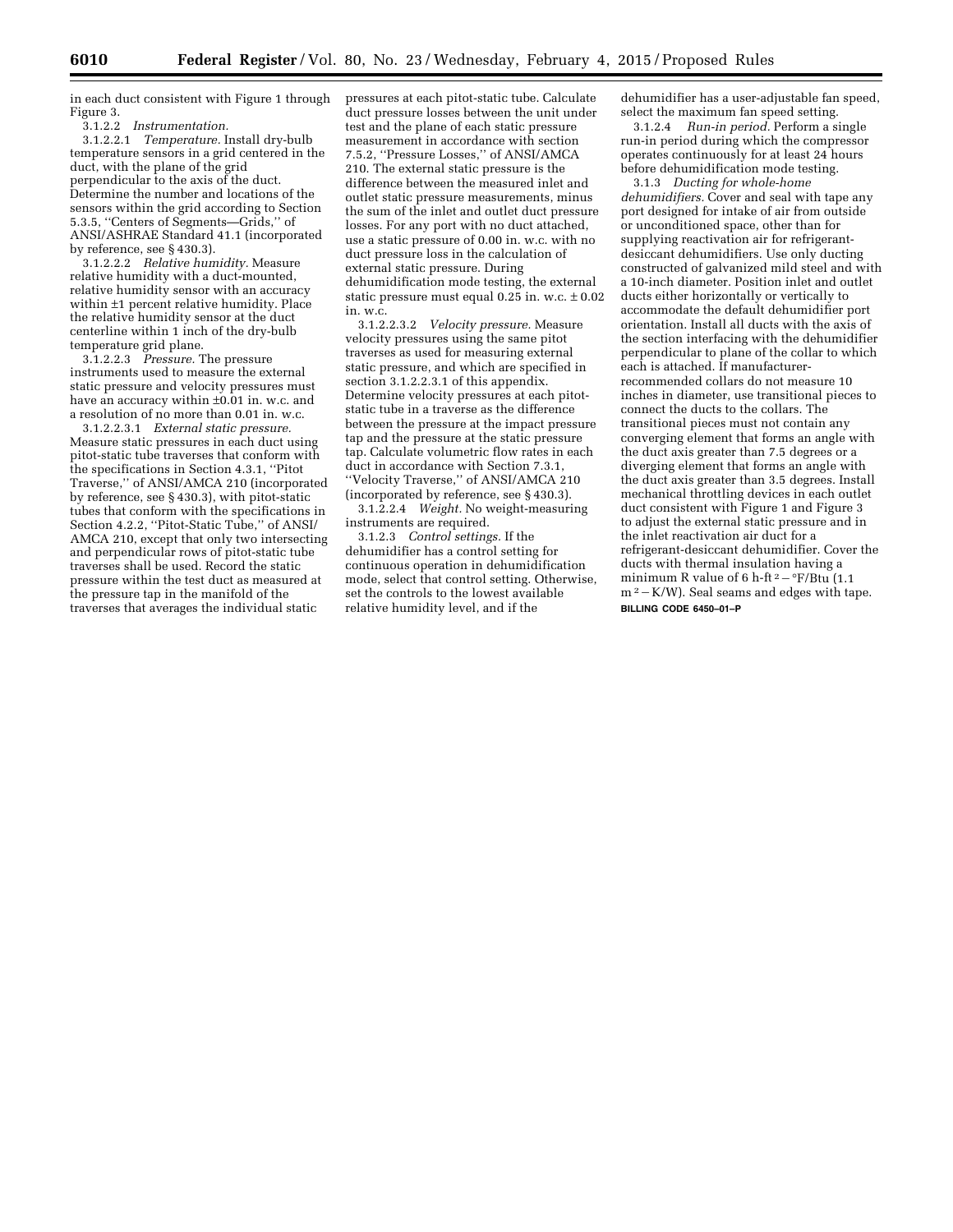in each duct consistent with Figure 1 through Figure 3.

3.1.2.2 *Instrumentation.*

3.1.2.2.1 *Temperature.* Install dry-bulb temperature sensors in a grid centered in the duct, with the plane of the grid perpendicular to the axis of the duct. Determine the number and locations of the sensors within the grid according to Section 5.3.5, ''Centers of Segments—Grids,'' of ANSI/ASHRAE Standard 41.1 (incorporated by reference, see § 430.3).

3.1.2.2.2 *Relative humidity.* Measure relative humidity with a duct-mounted, relative humidity sensor with an accuracy within ±1 percent relative humidity. Place the relative humidity sensor at the duct centerline within 1 inch of the dry-bulb temperature grid plane.

3.1.2.2.3 *Pressure.* The pressure instruments used to measure the external static pressure and velocity pressures must have an accuracy within ±0.01 in. w.c. and a resolution of no more than 0.01 in. w.c.

3.1.2.2.3.1 *External static pressure.* Measure static pressures in each duct using pitot-static tube traverses that conform with the specifications in Section 4.3.1, ''Pitot Traverse,'' of ANSI/AMCA 210 (incorporated by reference, see § 430.3), with pitot-static tubes that conform with the specifications in Section 4.2.2, ''Pitot-Static Tube,'' of ANSI/AMCA 210, except that only two intersecting and perpendicular rows of pitot-static tube traverses shall be used. Record the static pressure within the test duct as measured at the pressure tap in the manifold of the traverses that averages the individual static pressures at each pitot-static tube. Calculate duct pressure losses between the unit under test and the plane of each static pressure measurement in accordance with section 7.5.2, ''Pressure Losses,'' of ANSI/AMCA 210. The external static pressure is the difference between the measured inlet and outlet static pressure measurements, minus the sum of the inlet and outlet duct pressure losses. For any port with no duct attached, use a static pressure of 0.00 in. w.c. with no duct pressure loss in the calculation of external static pressure. During dehumidification mode testing, the external static pressure must equal 0.25 in. w.c. ± 0.02 in. w.c.

3.1.2.2.3.2 *Velocity pressure.* Measure velocity pressures using the same pitot traverses as used for measuring external static pressure, and which are specified in section 3.1.2.2.3.1 of this appendix. Determine velocity pressures at each pitot-static tube in a traverse as the difference between the pressure at the impact pressure tap and the pressure at the static pressure tap. Calculate volumetric flow rates in each duct in accordance with Section 7.3.1, ''Velocity Traverse,'' of ANSI/AMCA 210 (incorporated by reference, see § 430.3).

3.1.2.2.4 *Weight.* No weight-measuring instruments are required.

3.1.2.3 *Control settings.* If the dehumidifier has a control setting for continuous operation in dehumidification mode, select that control setting. Otherwise, set the controls to the lowest available relative humidity level, and if the dehumidifier has a user-adjustable fan speed, select the maximum fan speed setting.

3.1.2.4 *Run-in period.* Perform a single run-in period during which the compressor operates continuously for at least 24 hours before dehumidification mode testing.

3.1.3 *Ducting for whole-home dehumidifiers.* Cover and seal with tape any port designed for intake of air from outside or unconditioned space, other than for supplying reactivation air for refrigerant-desiccant dehumidifiers. Use only ducting constructed of galvanized mild steel and with a 10-inch diameter. Position inlet and outlet ducts either horizontally or vertically to accommodate the default dehumidifier port orientation. Install all ducts with the axis of the section interfacing with the dehumidifier perpendicular to plane of the collar to which each is attached. If manufacturer-recommended collars do not measure 10 inches in diameter, use transitional pieces to connect the ducts to the collars. The transitional pieces must not contain any converging element that forms an angle with the duct axis greater than 7.5 degrees or a diverging element that forms an angle with the duct axis greater than 3.5 degrees. Install mechanical throttling devices in each outlet duct consistent with Figure 1 and Figure 3 to adjust the external static pressure and in the inlet reactivation air duct for a refrigerant-desiccant dehumidifier. Cover the ducts with thermal insulation having a minimum R value of 6 h-ft$^2$ − °F/Btu (1.1 m$^2$ − K/W). Seal seams and edges with tape.

**BILLING CODE 6450–01–P**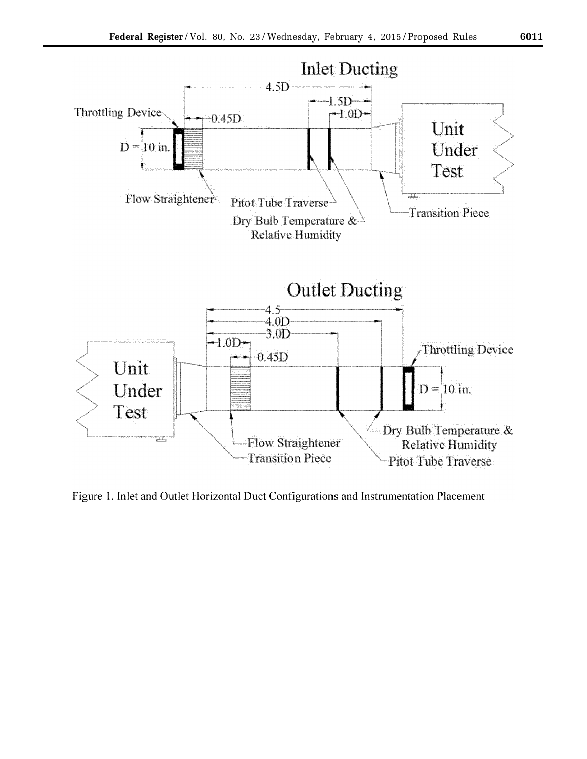Figure 1. Inlet and Outlet Horizontal Duct Configurations and Instrumentation Placement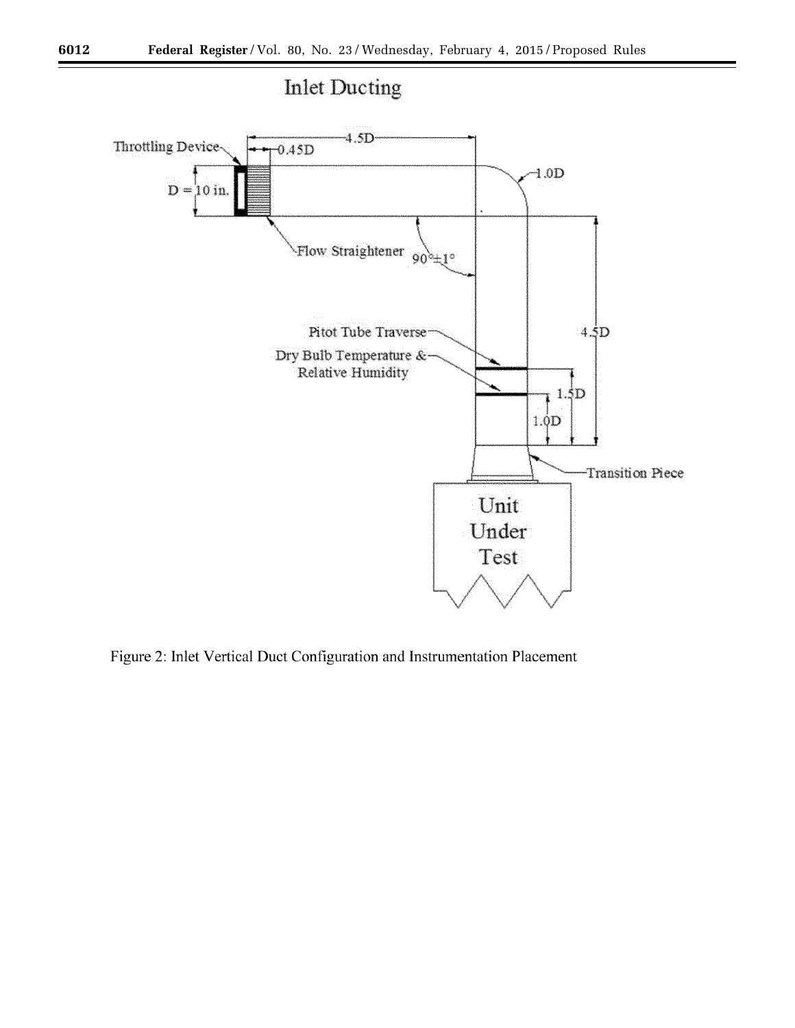Inlet Ducting

Figure 2: Inlet Vertical Duct Configuration and Instrumentation Placement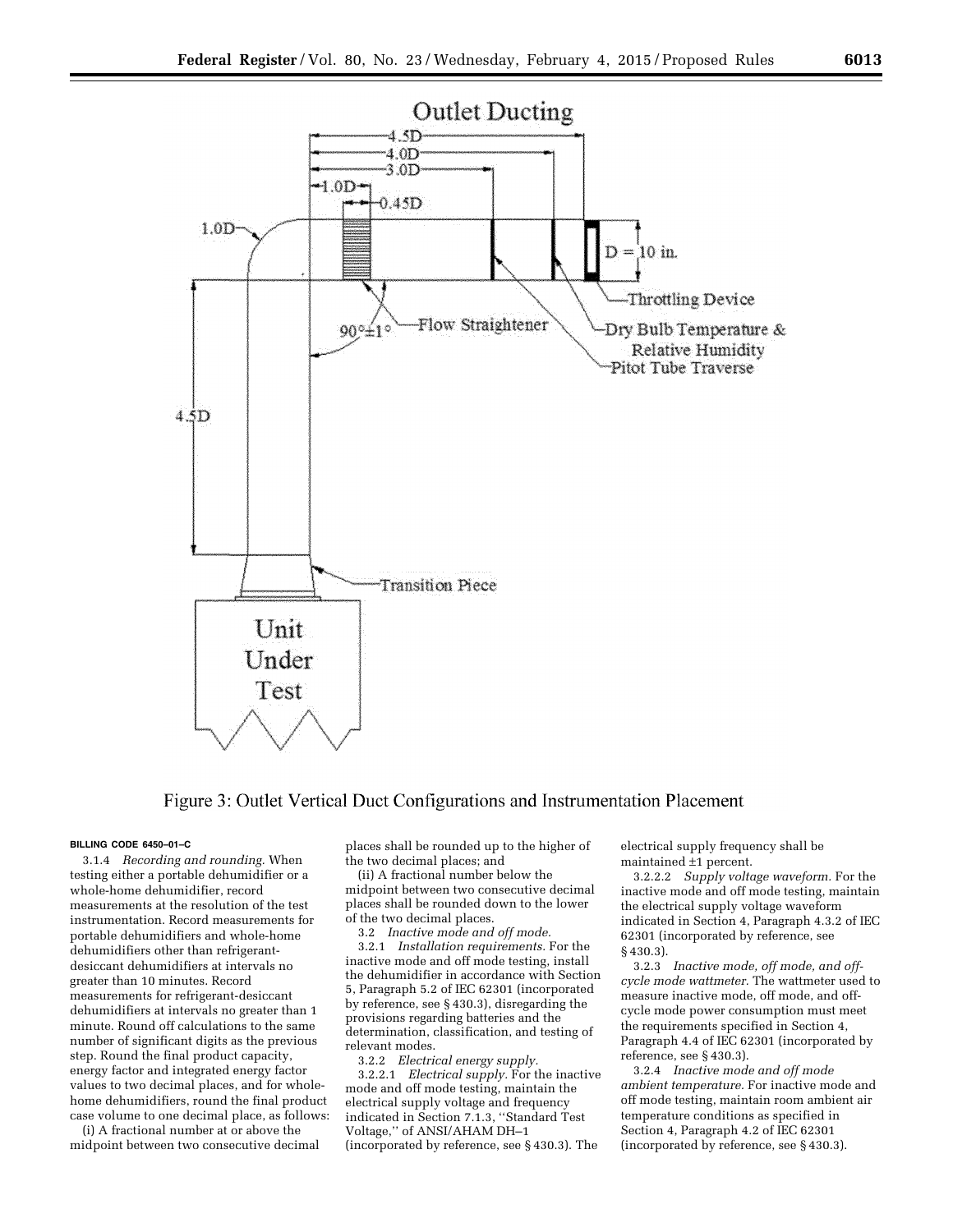Figure 3: Outlet Vertical Duct Configurations and Instrumentation Placement

**BILLING CODE 6450–01–C**

3.1.4 *Recording and rounding.* When testing either a portable dehumidifier or a whole-home dehumidifier, record measurements at the resolution of the test instrumentation. Record measurements for portable dehumidifiers and whole-home dehumidifiers other than refrigerant-desiccant dehumidifiers at intervals no greater than 10 minutes. Record measurements for refrigerant-desiccant dehumidifiers at intervals no greater than 1 minute. Round off calculations to the same number of significant digits as the previous step. Round the final product capacity, energy factor and integrated energy factor values to two decimal places, and for whole-home dehumidifiers, round the final product case volume to one decimal place, as follows:

(i) A fractional number at or above the midpoint between two consecutive decimal places shall be rounded up to the higher of the two decimal places; and

(ii) A fractional number below the midpoint between two consecutive decimal places shall be rounded down to the lower of the two decimal places.

3.2 *Inactive mode and off mode.*

3.2.1 *Installation requirements.* For the inactive mode and off mode testing, install the dehumidifier in accordance with Section 5, Paragraph 5.2 of IEC 62301 (incorporated by reference, see § 430.3), disregarding the provisions regarding batteries and the determination, classification, and testing of relevant modes.

3.2.2 *Electrical energy supply.*

3.2.2.1 *Electrical supply.* For the inactive mode and off mode testing, maintain the electrical supply voltage and frequency indicated in Section 7.1.3, "Standard Test Voltage," of ANSI/AHAM DH–1 (incorporated by reference, see § 430.3). The electrical supply frequency shall be maintained ±1 percent.

3.2.2.2 *Supply voltage waveform.* For the inactive mode and off mode testing, maintain the electrical supply voltage waveform indicated in Section 4, Paragraph 4.3.2 of IEC 62301 (incorporated by reference, see § 430.3).

3.2.3 *Inactive mode, off mode, and off-cycle mode wattmeter.* The wattmeter used to measure inactive mode, off mode, and off-cycle mode power consumption must meet the requirements specified in Section 4, Paragraph 4.4 of IEC 62301 (incorporated by reference, see § 430.3).

3.2.4 *Inactive mode and off mode ambient temperature.* For inactive mode and off mode testing, maintain room ambient air temperature conditions as specified in Section 4, Paragraph 4.2 of IEC 62301 (incorporated by reference, see § 430.3).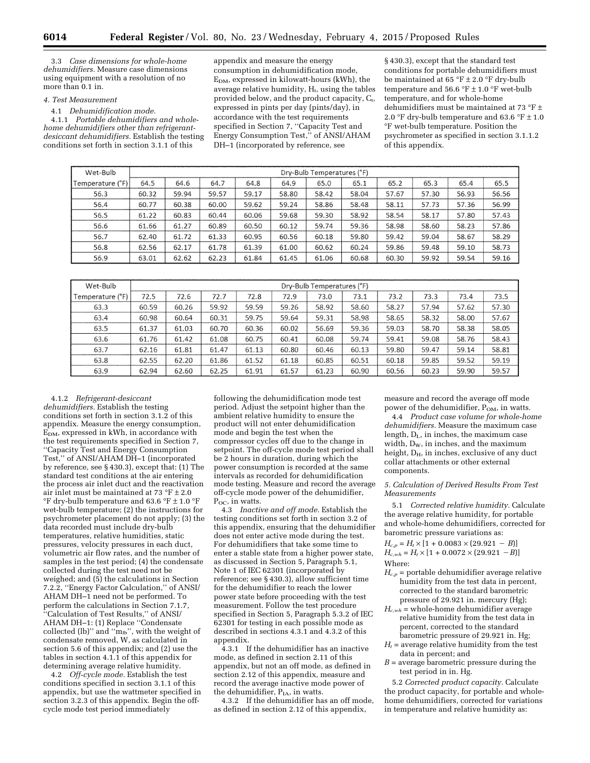3.3 *Case dimensions for whole-home dehumidifiers.* Measure case dimensions using equipment with a resolution of no more than 0.1 in.

*4. Test Measurement*

4.1 *Dehumidification mode.*

4.1.1 *Portable dehumidifiers and whole-home dehumidifiers other than refrigerant-desiccant dehumidifiers.* Establish the testing conditions set forth in section 3.1.1 of this appendix and measure the energy consumption in dehumidification mode, $E_{DM}$, expressed in kilowatt-hours (kWh), the average relative humidity, $H_r$, using the tables provided below, and the product capacity, $C_r$, expressed in pints per day (pints/day), in accordance with the test requirements specified in Section 7, ''Capacity Test and Energy Consumption Test,'' of ANSI/AHAM DH–1 (incorporated by reference, see § 430.3), except that the standard test conditions for portable dehumidifiers must be maintained at 65 °F ± 2.0 °F dry-bulb temperature and 56.6 °F ± 1.0 °F wet-bulb temperature, and for whole-home dehumidifiers must be maintained at 73 °F ± 2.0 °F dry-bulb temperature and 63.6 °F ± 1.0 °F wet-bulb temperature. Position the psychrometer as specified in section 3.1.1.2 of this appendix.

| Wet-Bulb | Dry-Bulb Temperatures (°F) | | | | | | | | | | |
|---|---|---|---|---|---|---|---|---|---|---|---|
| Temperature (°F) | 64.5 | 64.6 | 64.7 | 64.8 | 64.9 | 65.0 | 65.1 | 65.2 | 65.3 | 65.4 | 65.5 |
| 56.3 | 60.32 | 59.94 | 59.57 | 59.17 | 58.80 | 58.42 | 58.04 | 57.67 | 57.30 | 56.93 | 56.56 |
| 56.4 | 60.77 | 60.38 | 60.00 | 59.62 | 59.24 | 58.86 | 58.48 | 58.11 | 57.73 | 57.36 | 56.99 |
| 56.5 | 61.22 | 60.83 | 60.44 | 60.06 | 59.68 | 59.30 | 58.92 | 58.54 | 58.17 | 57.80 | 57.43 |
| 56.6 | 61.66 | 61.27 | 60.89 | 60.50 | 60.12 | 59.74 | 59.36 | 58.98 | 58.60 | 58.23 | 57.86 |
| 56.7 | 62.40 | 61.72 | 61.33 | 60.95 | 60.56 | 60.18 | 59.80 | 59.42 | 59.04 | 58.67 | 58.29 |
| 56.8 | 62.56 | 62.17 | 61.78 | 61.39 | 61.00 | 60.62 | 60.24 | 59.86 | 59.48 | 59.10 | 58.73 |
| 56.9 | 63.01 | 62.62 | 62.23 | 61.84 | 61.45 | 61.06 | 60.68 | 60.30 | 59.92 | 59.54 | 59.16 |

| Wet-Bulb | Dry-Bulb Temperatures (°F) | | | | | | | | | | |
|---|---|---|---|---|---|---|---|---|---|---|---|
| Temperature (°F) | 72.5 | 72.6 | 72.7 | 72.8 | 72.9 | 73.0 | 73.1 | 73.2 | 73.3 | 73.4 | 73.5 |
| 63.3 | 60.59 | 60.26 | 59.92 | 59.59 | 59.26 | 58.92 | 58.60 | 58.27 | 57.94 | 57.62 | 57.30 |
| 63.4 | 60.98 | 60.64 | 60.31 | 59.75 | 59.64 | 59.31 | 58.98 | 58.65 | 58.32 | 58.00 | 57.67 |
| 63.5 | 61.37 | 61.03 | 60.70 | 60.36 | 60.02 | 56.69 | 59.36 | 59.03 | 58.70 | 58.38 | 58.05 |
| 63.6 | 61.76 | 61.42 | 61.08 | 60.75 | 60.41 | 60.08 | 59.74 | 59.41 | 59.08 | 58.76 | 58.43 |
| 63.7 | 62.16 | 61.81 | 61.47 | 61.13 | 60.80 | 60.46 | 60.13 | 59.80 | 59.47 | 59.14 | 58.81 |
| 63.8 | 62.55 | 62.20 | 61.86 | 61.52 | 61.18 | 60.85 | 60.51 | 60.18 | 59.85 | 59.52 | 59.19 |
| 63.9 | 62.94 | 62.60 | 62.25 | 61.91 | 61.57 | 61.23 | 60.90 | 60.56 | 60.23 | 59.90 | 59.57 |

4.1.2 *Refrigerant-desiccant dehumidifiers.* Establish the testing conditions set forth in section 3.1.2 of this appendix. Measure the energy consumption, $E_{DM}$, expressed in kWh, in accordance with the test requirements specified in Section 7, ''Capacity Test and Energy Consumption Test,'' of ANSI/AHAM DH–1 (incorporated by reference, see § 430.3), except that: (1) The standard test conditions at the air entering the process air inlet duct and the reactivation air inlet must be maintained at 73 °F ± 2.0 °F dry-bulb temperature and 63.6 °F ± 1.0 °F wet-bulb temperature; (2) the instructions for psychrometer placement do not apply; (3) the data recorded must include dry-bulb temperatures, relative humidities, static pressures, velocity pressures in each duct, volumetric air flow rates, and the number of samples in the test period; (4) the condensate collected during the test need not be weighed; and (5) the calculations in Section 7.2.2, ''Energy Factor Calculation,'' of ANSI/AHAM DH–1 need not be performed. To perform the calculations in Section 7.1.7, ''Calculation of Test Results,'' of ANSI/AHAM DH–1: (1) Replace ''Condensate collected (lb)'' and ''$m_{lb}$'', with the weight of condensate removed, W, as calculated in section 5.6 of this appendix; and (2) use the tables in section 4.1.1 of this appendix for determining average relative humidity.

4.2 *Off-cycle mode.* Establish the test conditions specified in section 3.1.1 of this appendix, but use the wattmeter specified in section 3.2.3 of this appendix. Begin the off-cycle mode test period immediately following the dehumidification mode test period. Adjust the setpoint higher than the ambient relative humidity to ensure the product will not enter dehumidification mode and begin the test when the compressor cycles off due to the change in setpoint. The off-cycle mode test period shall be 2 hours in duration, during which the power consumption is recorded at the same intervals as recorded for dehumidification mode testing. Measure and record the average off-cycle mode power of the dehumidifier, $P_{OC}$, in watts.

4.3 *Inactive and off mode.* Establish the testing conditions set forth in section 3.2 of this appendix, ensuring that the dehumidifier does not enter active mode during the test. For dehumidifiers that take some time to enter a stable state from a higher power state, as discussed in Section 5, Paragraph 5.1, Note 1 of IEC 62301 (incorporated by reference; see § 430.3), allow sufficient time for the dehumidifier to reach the lower power state before proceeding with the test measurement. Follow the test procedure specified in Section 5, Paragraph 5.3.2 of IEC 62301 for testing in each possible mode as described in sections 4.3.1 and 4.3.2 of this appendix.

4.3.1 If the dehumidifier has an inactive mode, as defined in section 2.11 of this appendix, but not an off mode, as defined in section 2.12 of this appendix, measure and record the average inactive mode power of the dehumidifier, $P_{IA}$, in watts.

4.3.2 If the dehumidifier has an off mode, as defined in section 2.12 of this appendix, measure and record the average off mode power of the dehumidifier, $P_{OM}$, in watts.

4.4 *Product case volume for whole-home dehumidifiers.* Measure the maximum case length, $D_L$, in inches, the maximum case width, $D_W$, in inches, and the maximum height, $D_H$, in inches, exclusive of any duct collar attachments or other external components.

*5. Calculation of Derived Results From Test Measurements*

5.1 *Corrected relative humidity.* Calculate the average relative humidity, for portable and whole-home dehumidifiers, corrected for barometric pressure variations as:

$H_{c,p} = H_r \times [1 + 0.0083 \times (29.921 - B)]$

$H_{c,wh} = H_r \times [1 + 0.0072 \times (29.921 - B)]$

Where:

$H_{c,p}$ = portable dehumidifier average relative humidity from the test data in percent, corrected to the standard barometric pressure of 29.921 in. mercury (Hg);

$H_{c,wh}$ = whole-home dehumidifier average relative humidity from the test data in percent, corrected to the standard barometric pressure of 29.921 in. Hg;

$H_r$ = average relative humidity from the test data in percent; and

$B$ = average barometric pressure during the test period in in. Hg.

5.2 *Corrected product capacity.* Calculate the product capacity, for portable and whole-home dehumidifiers, corrected for variations in temperature and relative humidity as: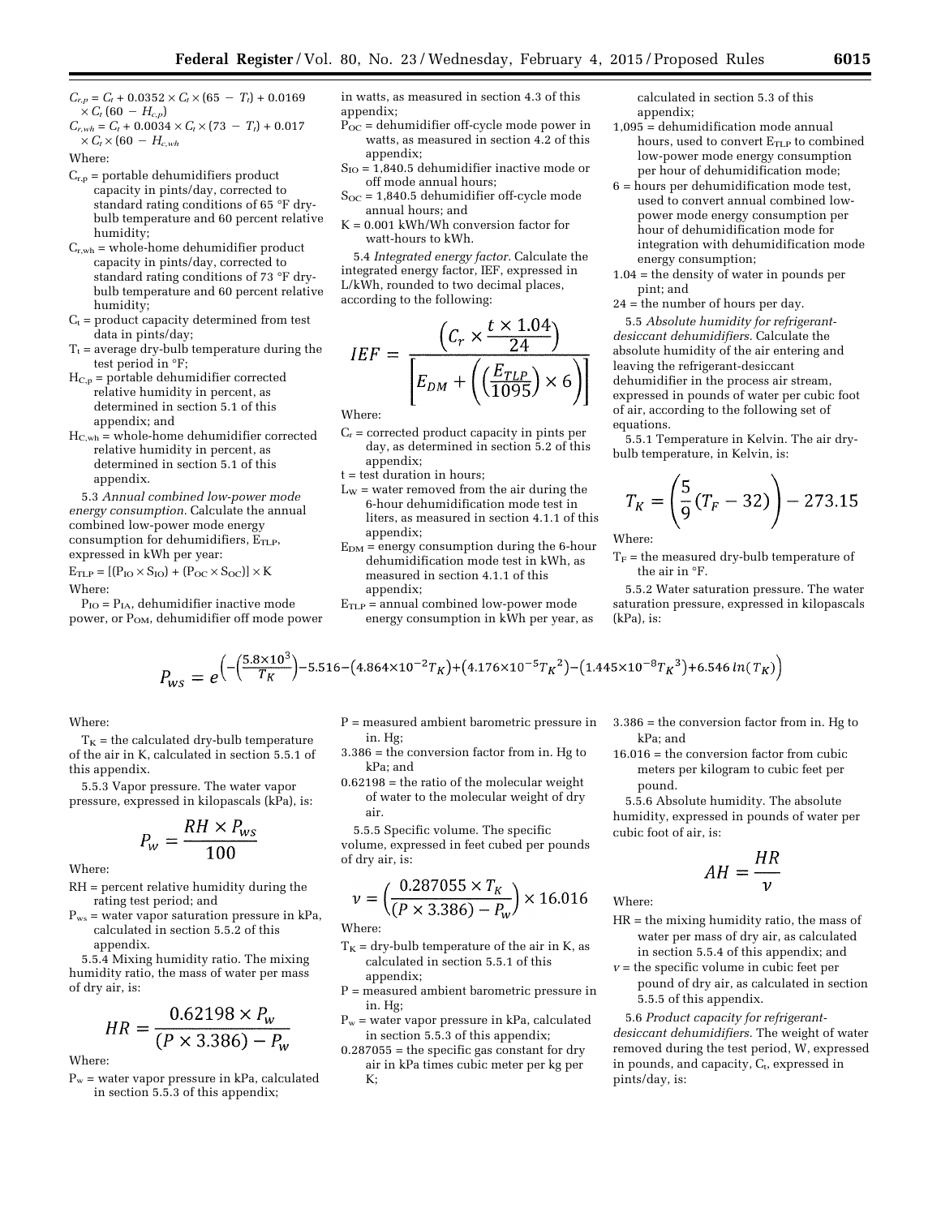$C_{r,p} = C_t + 0.0352 \times C_t \times (65 - T_t) + 0.0169 \times C_t (60 - H_{c,p})$

$C_{r,wh} = C_t + 0.0034 \times C_t \times (73 - T_t) + 0.017 \times C_t \times (60 - H_{c,wh}$

Where:

$C_{r,p}$ = portable dehumidifiers product capacity in pints/day, corrected to standard rating conditions of 65 °F dry-bulb temperature and 60 percent relative humidity;

$C_{r,wh}$ = whole-home dehumidifier product capacity in pints/day, corrected to standard rating conditions of 73 °F dry-bulb temperature and 60 percent relative humidity;

$C_t$ = product capacity determined from test data in pints/day;

$T_t$ = average dry-bulb temperature during the test period in °F;

$H_{C,p}$ = portable dehumidifier corrected relative humidity in percent, as determined in section 5.1 of this appendix; and

$H_{C,wh}$ = whole-home dehumidifier corrected relative humidity in percent, as determined in section 5.1 of this appendix.

5.3 *Annual combined low-power mode energy consumption.* Calculate the annual combined low-power mode energy consumption for dehumidifiers, $E_{TLP}$, expressed in kWh per year:

$E_{TLP} = [(P_{IO} \times S_{IO}) + (P_{OC} \times S_{OC})] \times K$

Where:

$P_{IO} = P_{IA}$, dehumidifier inactive mode power, or $P_{OM}$, dehumidifier off mode power in watts, as measured in section 4.3 of this appendix;

$P_{OC}$ = dehumidifier off-cycle mode power in watts, as measured in section 4.2 of this appendix;

$S_{IO}$ = 1,840.5 dehumidifier inactive mode or off mode annual hours;

$S_{OC}$ = 1,840.5 dehumidifier off-cycle mode annual hours; and

K = 0.001 kWh/Wh conversion factor for watt-hours to kWh.

5.4 *Integrated energy factor.* Calculate the integrated energy factor, IEF, expressed in L/kWh, rounded to two decimal places, according to the following:

$$IEF = \frac{\left(C_r \times \frac{t \times 1.04}{24}\right)}{\left[E_{DM} + \left(\left(\frac{E_{TLP}}{1095}\right) \times 6\right)\right]}$$

Where:

$C_r$ = corrected product capacity in pints per day, as determined in section 5.2 of this appendix;

t = test duration in hours;

$L_W$ = water removed from the air during the 6-hour dehumidification mode test in liters, as measured in section 4.1.1 of this appendix;

$E_{DM}$ = energy consumption during the 6-hour dehumidification mode test in kWh, as measured in section 4.1.1 of this appendix;

$E_{TLP}$ = annual combined low-power mode energy consumption in kWh per year, as calculated in section 5.3 of this appendix;

1,095 = dehumidification mode annual hours, used to convert $E_{TLP}$ to combined low-power mode energy consumption per hour of dehumidification mode;

6 = hours per dehumidification mode test, used to convert annual combined low-power mode energy consumption per hour of dehumidification mode for integration with dehumidification mode energy consumption;

1.04 = the density of water in pounds per pint; and

24 = the number of hours per day.

5.5 *Absolute humidity for refrigerant-desiccant dehumidifiers.* Calculate the absolute humidity of the air entering and leaving the refrigerant-desiccant dehumidifier in the process air stream, expressed in pounds of water per cubic foot of air, according to the following set of equations.

5.5.1 Temperature in Kelvin. The air dry-bulb temperature, in Kelvin, is:

$$T_K = \left(\frac{5}{9}(T_F - 32)\right) - 273.15$$

Where:

$T_F$ = the measured dry-bulb temperature of the air in °F.

5.5.2 Water saturation pressure. The water saturation pressure, expressed in kilopascals (kPa), is:

$$P_{ws} = e^{\left(-\left(\frac{5.8\times10^3}{T_K}\right) - 5.516 - \left(4.864\times10^{-2}T_K\right) + \left(4.176\times10^{-5}T_K{}^2\right) - \left(1.445\times10^{-8}T_K{}^3\right) + 6.546\,ln(T_K)\right)}$$

Where:

$T_K$ = the calculated dry-bulb temperature of the air in K, calculated in section 5.5.1 of this appendix.

5.5.3 Vapor pressure. The water vapor pressure, expressed in kilopascals (kPa), is:

$$P_w = \frac{RH \times P_{ws}}{100}$$

Where:

RH = percent relative humidity during the rating test period; and

$P_{ws}$ = water vapor saturation pressure in kPa, calculated in section 5.5.2 of this appendix.

5.5.4 Mixing humidity ratio. The mixing humidity ratio, the mass of water per mass of dry air, is:

$$HR = \frac{0.62198 \times P_w}{(P \times 3.386) - P_w}$$

Where:

$P_w$ = water vapor pressure in kPa, calculated in section 5.5.3 of this appendix;

P = measured ambient barometric pressure in in. Hg;

3.386 = the conversion factor from in. Hg to kPa; and

0.62198 = the ratio of the molecular weight of water to the molecular weight of dry air.

5.5.5 Specific volume. The specific volume, expressed in feet cubed per pounds of dry air, is:

$$v = \left(\frac{0.287055 \times T_K}{(P \times 3.386) - P_w}\right) \times 16.016$$

Where:

$T_K$ = dry-bulb temperature of the air in K, as calculated in section 5.5.1 of this appendix;

P = measured ambient barometric pressure in in. Hg;

$P_w$ = water vapor pressure in kPa, calculated in section 5.5.3 of this appendix;

0.287055 = the specific gas constant for dry air in kPa times cubic meter per kg per K;

3.386 = the conversion factor from in. Hg to kPa; and

16.016 = the conversion factor from cubic meters per kilogram to cubic feet per pound.

5.5.6 Absolute humidity. The absolute humidity, expressed in pounds of water per cubic foot of air, is:

$$AH = \frac{HR}{v}$$

Where:

HR = the mixing humidity ratio, the mass of water per mass of dry air, as calculated in section 5.5.4 of this appendix; and

$v$ = the specific volume in cubic feet per pound of dry air, as calculated in section 5.5.5 of this appendix.

5.6 *Product capacity for refrigerant-desiccant dehumidifiers.* The weight of water removed during the test period, W, expressed in pounds, and capacity, $C_t$, expressed in pints/day, is: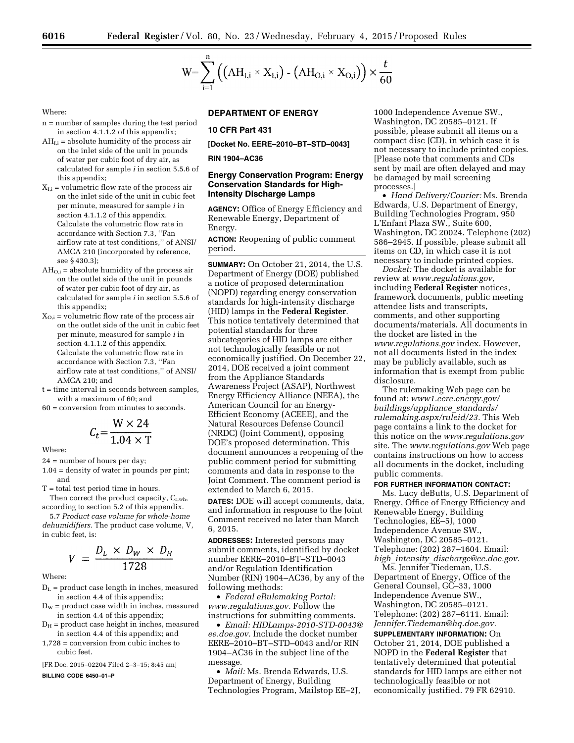$$W = \sum_{i=1}^{n} \left( \left( AH_{I,i} \times X_{I,i} \right) - \left( AH_{O,i} \times X_{O,i} \right) \right) \times \frac{t}{60}$$

Where:

n = number of samples during the test period in section 4.1.1.2 of this appendix;

$AH_{I,i}$ = absolute humidity of the process air on the inlet side of the unit in pounds of water per cubic foot of dry air, as calculated for sample *i* in section 5.5.6 of this appendix;

$X_{I,i}$ = volumetric flow rate of the process air on the inlet side of the unit in cubic feet per minute, measured for sample *i* in section 4.1.1.2 of this appendix. Calculate the volumetric flow rate in accordance with Section 7.3, ''Fan airflow rate at test conditions,'' of ANSI/AMCA 210 (incorporated by reference, see § 430.3);

$AH_{O,i}$ = absolute humidity of the process air on the outlet side of the unit in pounds of water per cubic foot of dry air, as calculated for sample *i* in section 5.5.6 of this appendix;

$X_{O,i}$ = volumetric flow rate of the process air on the outlet side of the unit in cubic feet per minute, measured for sample *i* in section 4.1.1.2 of this appendix. Calculate the volumetric flow rate in accordance with Section 7.3, ''Fan airflow rate at test conditions,'' of ANSI/AMCA 210; and

t = time interval in seconds between samples, with a maximum of 60; and

60 = conversion from minutes to seconds.

$$C_t = \frac{W \times 24}{1.04 \times T}$$

Where:

24 = number of hours per day;

1.04 = density of water in pounds per pint; and

T = total test period time in hours.

Then correct the product capacity, $C_{r,wh}$, according to section 5.2 of this appendix.

5.7 *Product case volume for whole-home dehumidifiers.* The product case volume, V, in cubic feet, is:

$$V = \frac{D_L \times D_W \times D_H}{1728}$$

Where:

$D_L$ = product case length in inches, measured in section 4.4 of this appendix;

$D_W$ = product case width in inches, measured in section 4.4 of this appendix;

$D_H$ = product case height in inches, measured in section 4.4 of this appendix; and

1,728 = conversion from cubic inches to cubic feet.

[FR Doc. 2015–02204 Filed 2–3–15; 8:45 am]

**BILLING CODE 6450–01–P**

## DEPARTMENT OF ENERGY

### 10 CFR Part 431

**[Docket No. EERE–2010–BT–STD–0043]**

**RIN 1904–AC36**

### Energy Conservation Program: Energy Conservation Standards for High-Intensity Discharge Lamps

**AGENCY:** Office of Energy Efficiency and Renewable Energy, Department of Energy.

**ACTION:** Reopening of public comment period.

**SUMMARY:** On October 21, 2014, the U.S. Department of Energy (DOE) published a notice of proposed determination (NOPD) regarding energy conservation standards for high-intensity discharge (HID) lamps in the **Federal Register**. This notice tentatively determined that potential standards for three subcategories of HID lamps are either not technologically feasible or not economically justified. On December 22, 2014, DOE received a joint comment from the Appliance Standards Awareness Project (ASAP), Northwest Energy Efficiency Alliance (NEEA), the American Council for an Energy-Efficient Economy (ACEEE), and the Natural Resources Defense Council (NRDC) (Joint Comment), opposing DOE's proposed determination. This document announces a reopening of the public comment period for submitting comments and data in response to the Joint Comment. The comment period is extended to March 6, 2015.

**DATES:** DOE will accept comments, data, and information in response to the Joint Comment received no later than March 6, 2015.

**ADDRESSES:** Interested persons may submit comments, identified by docket number EERE–2010–BT–STD–0043 and/or Regulation Identification Number (RIN) 1904–AC36, by any of the following methods:

- *Federal eRulemaking Portal: www.regulations.gov.* Follow the instructions for submitting comments.
- *Email: HIDLamps-2010-STD-0043@ee.doe.gov.* Include the docket number EERE–2010–BT–STD–0043 and/or RIN 1904–AC36 in the subject line of the message.
- *Mail:* Ms. Brenda Edwards, U.S. Department of Energy, Building Technologies Program, Mailstop EE–2J, 1000 Independence Avenue SW., Washington, DC 20585–0121. If possible, please submit all items on a compact disc (CD), in which case it is not necessary to include printed copies. [Please note that comments and CDs sent by mail are often delayed and may be damaged by mail screening processes.]
- *Hand Delivery/Courier:* Ms. Brenda Edwards, U.S. Department of Energy, Building Technologies Program, 950 L'Enfant Plaza SW., Suite 600, Washington, DC 20024. Telephone (202) 586–2945. If possible, please submit all items on CD, in which case it is not necessary to include printed copies.

*Docket:* The docket is available for review at *www.regulations.gov,* including **Federal Register** notices, framework documents, public meeting attendee lists and transcripts, comments, and other supporting documents/materials. All documents in the docket are listed in the *www.regulations.gov* index. However, not all documents listed in the index may be publicly available, such as information that is exempt from public disclosure.

The rulemaking Web page can be found at: *www1.eere.energy.gov/buildings/appliance_standards/rulemaking.aspx/ruleid/23.* This Web page contains a link to the docket for this notice on the *www.regulations.gov* site. The *www.regulations.gov* Web page contains instructions on how to access all documents in the docket, including public comments.

**FOR FURTHER INFORMATION CONTACT:**

Ms. Lucy deButts, U.S. Department of Energy, Office of Energy Efficiency and Renewable Energy, Building Technologies, EE–5J, 1000 Independence Avenue SW., Washington, DC 20585–0121. Telephone: (202) 287–1604. Email: *high_intensity_discharge@ee.doe.gov.*

Ms. Jennifer Tiedeman, U.S. Department of Energy, Office of the General Counsel, GC–33, 1000 Independence Avenue SW., Washington, DC 20585–0121. Telephone: (202) 287–6111. Email: *Jennifer.Tiedeman@hq.doe.gov.*

**SUPPLEMENTARY INFORMATION:** On October 21, 2014, DOE published a NOPD in the **Federal Register** that tentatively determined that potential standards for HID lamps are either not technologically feasible or not economically justified. 79 FR 62910.